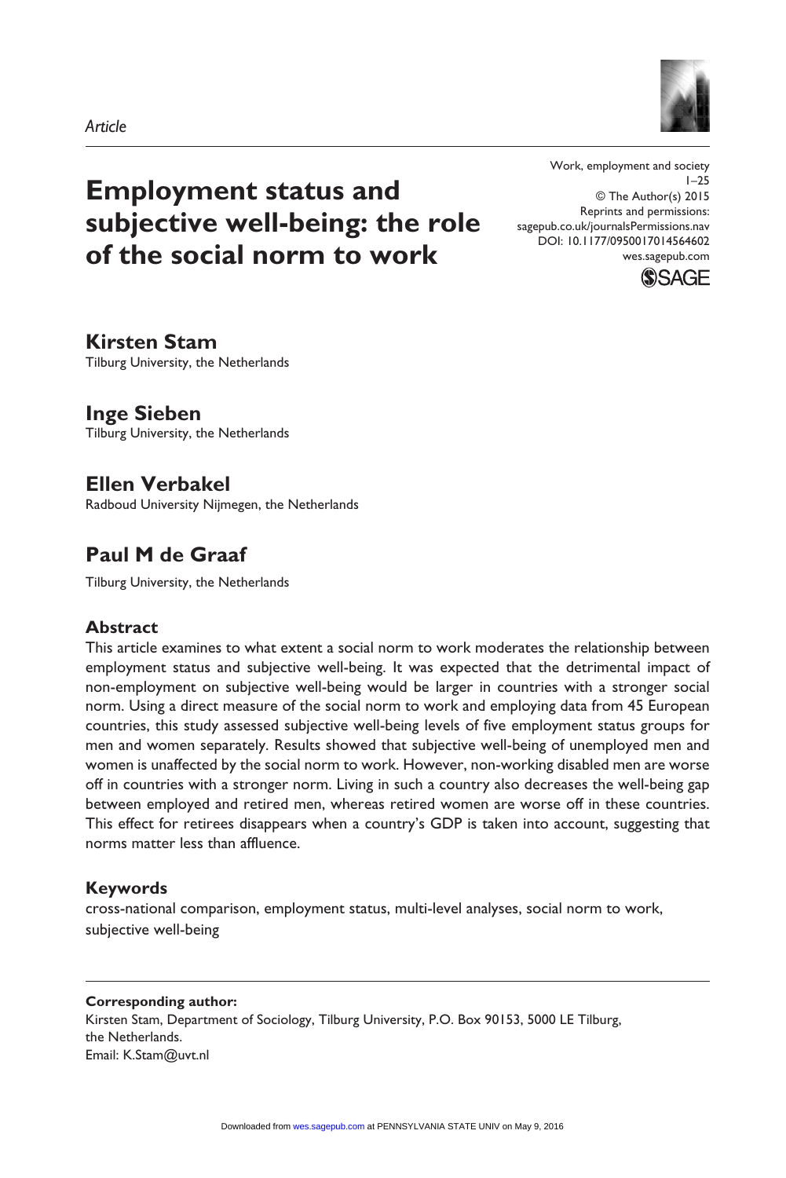*Article*

# Employment status and subjective well-being: the role of the social norm to work

Work, employment and society
© The Author(s) 2015
Reprints and permissions:
sagepub.co.uk/journalsPermissions.nav
DOI: 10.1177/0950017014564602
wes.sagepub.com

**Kirsten Stam**
Tilburg University, the Netherlands

**Inge Sieben**
Tilburg University, the Netherlands

**Ellen Verbakel**
Radboud University Nijmegen, the Netherlands

**Paul M de Graaf**
Tilburg University, the Netherlands

## Abstract

This article examines to what extent a social norm to work moderates the relationship between employment status and subjective well-being. It was expected that the detrimental impact of non-employment on subjective well-being would be larger in countries with a stronger social norm. Using a direct measure of the social norm to work and employing data from 45 European countries, this study assessed subjective well-being levels of five employment status groups for men and women separately. Results showed that subjective well-being of unemployed men and women is unaffected by the social norm to work. However, non-working disabled men are worse off in countries with a stronger norm. Living in such a country also decreases the well-being gap between employed and retired men, whereas retired women are worse off in these countries. This effect for retirees disappears when a country's GDP is taken into account, suggesting that norms matter less than affluence.

## Keywords

cross-national comparison, employment status, multi-level analyses, social norm to work, subjective well-being

**Corresponding author:**
Kirsten Stam, Department of Sociology, Tilburg University, P.O. Box 90153, 5000 LE Tilburg, the Netherlands.
Email: K.Stam@uvt.nl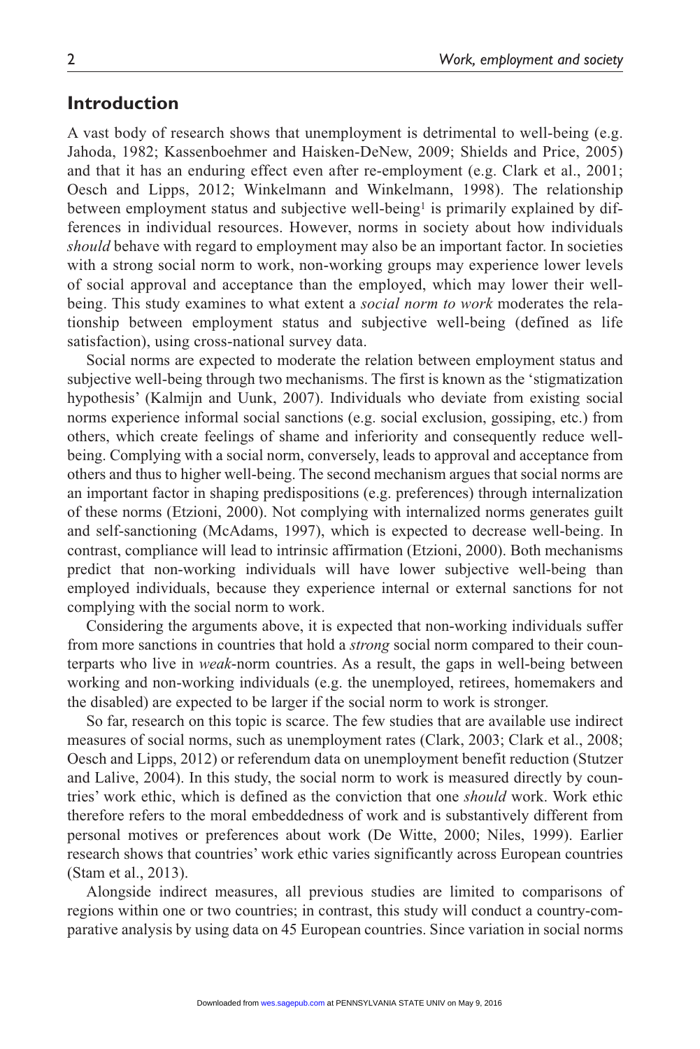## Introduction

A vast body of research shows that unemployment is detrimental to well-being (e.g. Jahoda, 1982; Kassenboehmer and Haisken-DeNew, 2009; Shields and Price, 2005) and that it has an enduring effect even after re-employment (e.g. Clark et al., 2001; Oesch and Lipps, 2012; Winkelmann and Winkelmann, 1998). The relationship between employment status and subjective well-being[1] is primarily explained by differences in individual resources. However, norms in society about how individuals *should* behave with regard to employment may also be an important factor. In societies with a strong social norm to work, non-working groups may experience lower levels of social approval and acceptance than the employed, which may lower their well-being. This study examines to what extent a *social norm to work* moderates the relationship between employment status and subjective well-being (defined as life satisfaction), using cross-national survey data.

Social norms are expected to moderate the relation between employment status and subjective well-being through two mechanisms. The first is known as the 'stigmatization hypothesis' (Kalmijn and Uunk, 2007). Individuals who deviate from existing social norms experience informal social sanctions (e.g. social exclusion, gossiping, etc.) from others, which create feelings of shame and inferiority and consequently reduce well-being. Complying with a social norm, conversely, leads to approval and acceptance from others and thus to higher well-being. The second mechanism argues that social norms are an important factor in shaping predispositions (e.g. preferences) through internalization of these norms (Etzioni, 2000). Not complying with internalized norms generates guilt and self-sanctioning (McAdams, 1997), which is expected to decrease well-being. In contrast, compliance will lead to intrinsic affirmation (Etzioni, 2000). Both mechanisms predict that non-working individuals will have lower subjective well-being than employed individuals, because they experience internal or external sanctions for not complying with the social norm to work.

Considering the arguments above, it is expected that non-working individuals suffer from more sanctions in countries that hold a *strong* social norm compared to their counterparts who live in *weak*-norm countries. As a result, the gaps in well-being between working and non-working individuals (e.g. the unemployed, retirees, homemakers and the disabled) are expected to be larger if the social norm to work is stronger.

So far, research on this topic is scarce. The few studies that are available use indirect measures of social norms, such as unemployment rates (Clark, 2003; Clark et al., 2008; Oesch and Lipps, 2012) or referendum data on unemployment benefit reduction (Stutzer and Lalive, 2004). In this study, the social norm to work is measured directly by countries' work ethic, which is defined as the conviction that one *should* work. Work ethic therefore refers to the moral embeddedness of work and is substantively different from personal motives or preferences about work (De Witte, 2000; Niles, 1999). Earlier research shows that countries' work ethic varies significantly across European countries (Stam et al., 2013).

Alongside indirect measures, all previous studies are limited to comparisons of regions within one or two countries; in contrast, this study will conduct a country-comparative analysis by using data on 45 European countries. Since variation in social norms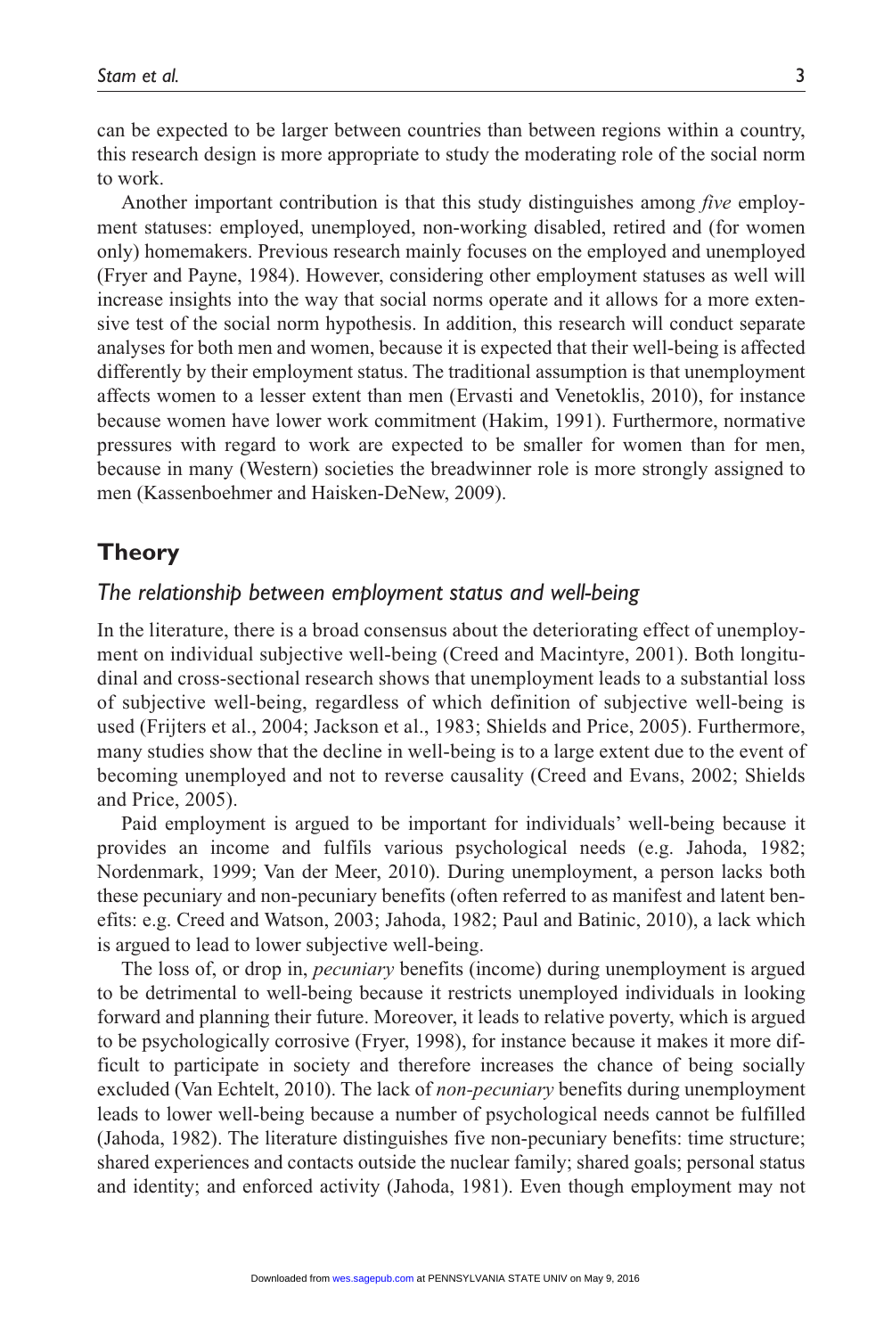can be expected to be larger between countries than between regions within a country, this research design is more appropriate to study the moderating role of the social norm to work.

Another important contribution is that this study distinguishes among *five* employment statuses: employed, unemployed, non-working disabled, retired and (for women only) homemakers. Previous research mainly focuses on the employed and unemployed (Fryer and Payne, 1984). However, considering other employment statuses as well will increase insights into the way that social norms operate and it allows for a more extensive test of the social norm hypothesis. In addition, this research will conduct separate analyses for both men and women, because it is expected that their well-being is affected differently by their employment status. The traditional assumption is that unemployment affects women to a lesser extent than men (Ervasti and Venetoklis, 2010), for instance because women have lower work commitment (Hakim, 1991). Furthermore, normative pressures with regard to work are expected to be smaller for women than for men, because in many (Western) societies the breadwinner role is more strongly assigned to men (Kassenboehmer and Haisken-DeNew, 2009).

## Theory

### *The relationship between employment status and well-being*

In the literature, there is a broad consensus about the deteriorating effect of unemployment on individual subjective well-being (Creed and Macintyre, 2001). Both longitudinal and cross-sectional research shows that unemployment leads to a substantial loss of subjective well-being, regardless of which definition of subjective well-being is used (Frijters et al., 2004; Jackson et al., 1983; Shields and Price, 2005). Furthermore, many studies show that the decline in well-being is to a large extent due to the event of becoming unemployed and not to reverse causality (Creed and Evans, 2002; Shields and Price, 2005).

Paid employment is argued to be important for individuals' well-being because it provides an income and fulfils various psychological needs (e.g. Jahoda, 1982; Nordenmark, 1999; Van der Meer, 2010). During unemployment, a person lacks both these pecuniary and non-pecuniary benefits (often referred to as manifest and latent benefits: e.g. Creed and Watson, 2003; Jahoda, 1982; Paul and Batinic, 2010), a lack which is argued to lead to lower subjective well-being.

The loss of, or drop in, *pecuniary* benefits (income) during unemployment is argued to be detrimental to well-being because it restricts unemployed individuals in looking forward and planning their future. Moreover, it leads to relative poverty, which is argued to be psychologically corrosive (Fryer, 1998), for instance because it makes it more difficult to participate in society and therefore increases the chance of being socially excluded (Van Echtelt, 2010). The lack of *non-pecuniary* benefits during unemployment leads to lower well-being because a number of psychological needs cannot be fulfilled (Jahoda, 1982). The literature distinguishes five non-pecuniary benefits: time structure; shared experiences and contacts outside the nuclear family; shared goals; personal status and identity; and enforced activity (Jahoda, 1981). Even though employment may not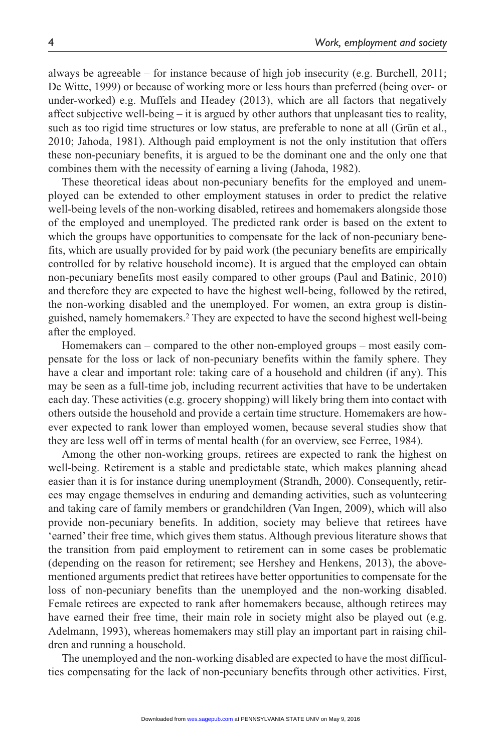always be agreeable – for instance because of high job insecurity (e.g. Burchell, 2011; De Witte, 1999) or because of working more or less hours than preferred (being over- or under-worked) e.g. Muffels and Headey (2013), which are all factors that negatively affect subjective well-being – it is argued by other authors that unpleasant ties to reality, such as too rigid time structures or low status, are preferable to none at all (Grün et al., 2010; Jahoda, 1981). Although paid employment is not the only institution that offers these non-pecuniary benefits, it is argued to be the dominant one and the only one that combines them with the necessity of earning a living (Jahoda, 1982).

These theoretical ideas about non-pecuniary benefits for the employed and unemployed can be extended to other employment statuses in order to predict the relative well-being levels of the non-working disabled, retirees and homemakers alongside those of the employed and unemployed. The predicted rank order is based on the extent to which the groups have opportunities to compensate for the lack of non-pecuniary benefits, which are usually provided for by paid work (the pecuniary benefits are empirically controlled for by relative household income). It is argued that the employed can obtain non-pecuniary benefits most easily compared to other groups (Paul and Batinic, 2010) and therefore they are expected to have the highest well-being, followed by the retired, the non-working disabled and the unemployed. For women, an extra group is distinguished, namely homemakers.[2] They are expected to have the second highest well-being after the employed.

Homemakers can – compared to the other non-employed groups – most easily compensate for the loss or lack of non-pecuniary benefits within the family sphere. They have a clear and important role: taking care of a household and children (if any). This may be seen as a full-time job, including recurrent activities that have to be undertaken each day. These activities (e.g. grocery shopping) will likely bring them into contact with others outside the household and provide a certain time structure. Homemakers are however expected to rank lower than employed women, because several studies show that they are less well off in terms of mental health (for an overview, see Ferree, 1984).

Among the other non-working groups, retirees are expected to rank the highest on well-being. Retirement is a stable and predictable state, which makes planning ahead easier than it is for instance during unemployment (Strandh, 2000). Consequently, retirees may engage themselves in enduring and demanding activities, such as volunteering and taking care of family members or grandchildren (Van Ingen, 2009), which will also provide non-pecuniary benefits. In addition, society may believe that retirees have 'earned' their free time, which gives them status. Although previous literature shows that the transition from paid employment to retirement can in some cases be problematic (depending on the reason for retirement; see Hershey and Henkens, 2013), the above-mentioned arguments predict that retirees have better opportunities to compensate for the loss of non-pecuniary benefits than the unemployed and the non-working disabled. Female retirees are expected to rank after homemakers because, although retirees may have earned their free time, their main role in society might also be played out (e.g. Adelmann, 1993), whereas homemakers may still play an important part in raising children and running a household.

The unemployed and the non-working disabled are expected to have the most difficulties compensating for the lack of non-pecuniary benefits through other activities. First,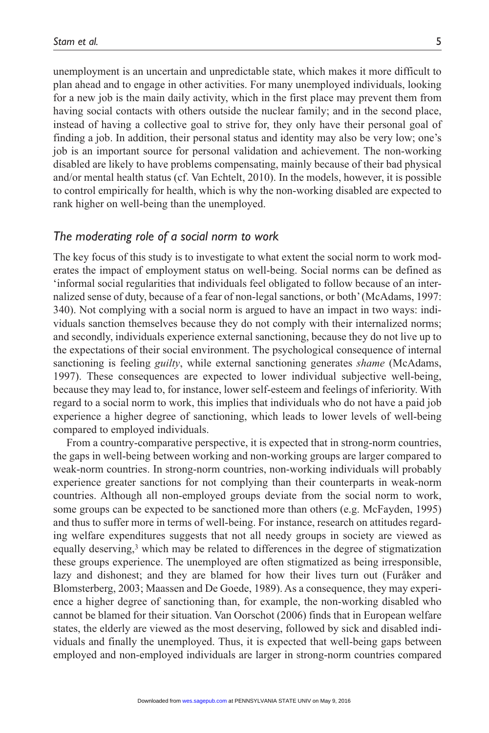unemployment is an uncertain and unpredictable state, which makes it more difficult to plan ahead and to engage in other activities. For many unemployed individuals, looking for a new job is the main daily activity, which in the first place may prevent them from having social contacts with others outside the nuclear family; and in the second place, instead of having a collective goal to strive for, they only have their personal goal of finding a job. In addition, their personal status and identity may also be very low; one's job is an important source for personal validation and achievement. The non-working disabled are likely to have problems compensating, mainly because of their bad physical and/or mental health status (cf. Van Echtelt, 2010). In the models, however, it is possible to control empirically for health, which is why the non-working disabled are expected to rank higher on well-being than the unemployed.

## *The moderating role of a social norm to work*

The key focus of this study is to investigate to what extent the social norm to work moderates the impact of employment status on well-being. Social norms can be defined as 'informal social regularities that individuals feel obligated to follow because of an internalized sense of duty, because of a fear of non-legal sanctions, or both' (McAdams, 1997: 340). Not complying with a social norm is argued to have an impact in two ways: individuals sanction themselves because they do not comply with their internalized norms; and secondly, individuals experience external sanctioning, because they do not live up to the expectations of their social environment. The psychological consequence of internal sanctioning is feeling *guilty*, while external sanctioning generates *shame* (McAdams, 1997). These consequences are expected to lower individual subjective well-being, because they may lead to, for instance, lower self-esteem and feelings of inferiority. With regard to a social norm to work, this implies that individuals who do not have a paid job experience a higher degree of sanctioning, which leads to lower levels of well-being compared to employed individuals.

From a country-comparative perspective, it is expected that in strong-norm countries, the gaps in well-being between working and non-working groups are larger compared to weak-norm countries. In strong-norm countries, non-working individuals will probably experience greater sanctions for not complying than their counterparts in weak-norm countries. Although all non-employed groups deviate from the social norm to work, some groups can be expected to be sanctioned more than others (e.g. McFayden, 1995) and thus to suffer more in terms of well-being. For instance, research on attitudes regarding welfare expenditures suggests that not all needy groups in society are viewed as equally deserving,[3] which may be related to differences in the degree of stigmatization these groups experience. The unemployed are often stigmatized as being irresponsible, lazy and dishonest; and they are blamed for how their lives turn out (Furåker and Blomsterberg, 2003; Maassen and De Goede, 1989). As a consequence, they may experience a higher degree of sanctioning than, for example, the non-working disabled who cannot be blamed for their situation. Van Oorschot (2006) finds that in European welfare states, the elderly are viewed as the most deserving, followed by sick and disabled individuals and finally the unemployed. Thus, it is expected that well-being gaps between employed and non-employed individuals are larger in strong-norm countries compared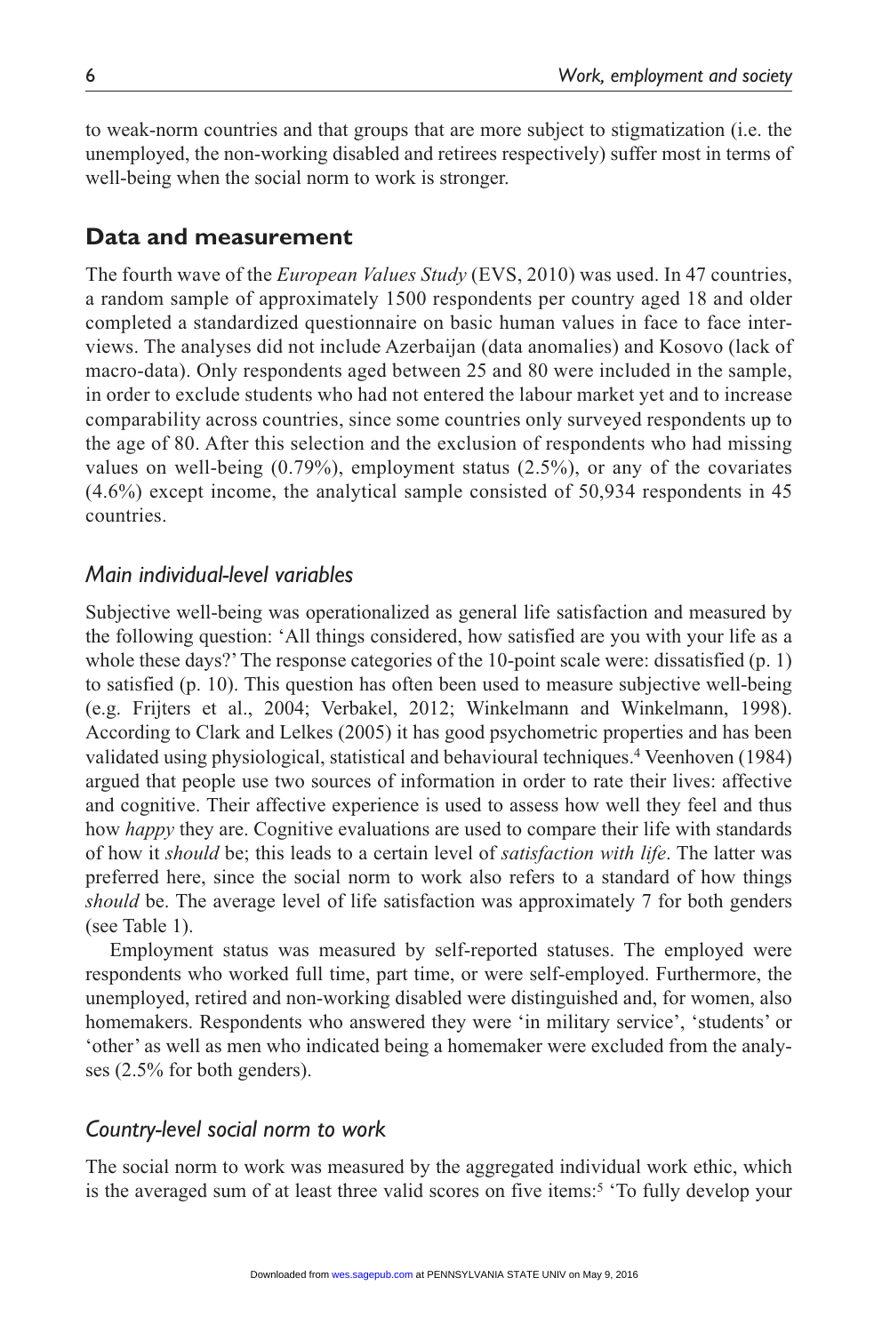to weak-norm countries and that groups that are more subject to stigmatization (i.e. the unemployed, the non-working disabled and retirees respectively) suffer most in terms of well-being when the social norm to work is stronger.

## Data and measurement

The fourth wave of the *European Values Study* (EVS, 2010) was used. In 47 countries, a random sample of approximately 1500 respondents per country aged 18 and older completed a standardized questionnaire on basic human values in face to face interviews. The analyses did not include Azerbaijan (data anomalies) and Kosovo (lack of macro-data). Only respondents aged between 25 and 80 were included in the sample, in order to exclude students who had not entered the labour market yet and to increase comparability across countries, since some countries only surveyed respondents up to the age of 80. After this selection and the exclusion of respondents who had missing values on well-being (0.79%), employment status (2.5%), or any of the covariates (4.6%) except income, the analytical sample consisted of 50,934 respondents in 45 countries.

### *Main individual-level variables*

Subjective well-being was operationalized as general life satisfaction and measured by the following question: 'All things considered, how satisfied are you with your life as a whole these days?' The response categories of the 10-point scale were: dissatisfied (p. 1) to satisfied (p. 10). This question has often been used to measure subjective well-being (e.g. Frijters et al., 2004; Verbakel, 2012; Winkelmann and Winkelmann, 1998). According to Clark and Lelkes (2005) it has good psychometric properties and has been validated using physiological, statistical and behavioural techniques.[4] Veenhoven (1984) argued that people use two sources of information in order to rate their lives: affective and cognitive. Their affective experience is used to assess how well they feel and thus how *happy* they are. Cognitive evaluations are used to compare their life with standards of how it *should* be; this leads to a certain level of *satisfaction with life*. The latter was preferred here, since the social norm to work also refers to a standard of how things *should* be. The average level of life satisfaction was approximately 7 for both genders (see Table 1).

Employment status was measured by self-reported statuses. The employed were respondents who worked full time, part time, or were self-employed. Furthermore, the unemployed, retired and non-working disabled were distinguished and, for women, also homemakers. Respondents who answered they were 'in military service', 'students' or 'other' as well as men who indicated being a homemaker were excluded from the analyses (2.5% for both genders).

### *Country-level social norm to work*

The social norm to work was measured by the aggregated individual work ethic, which is the averaged sum of at least three valid scores on five items:[5] 'To fully develop your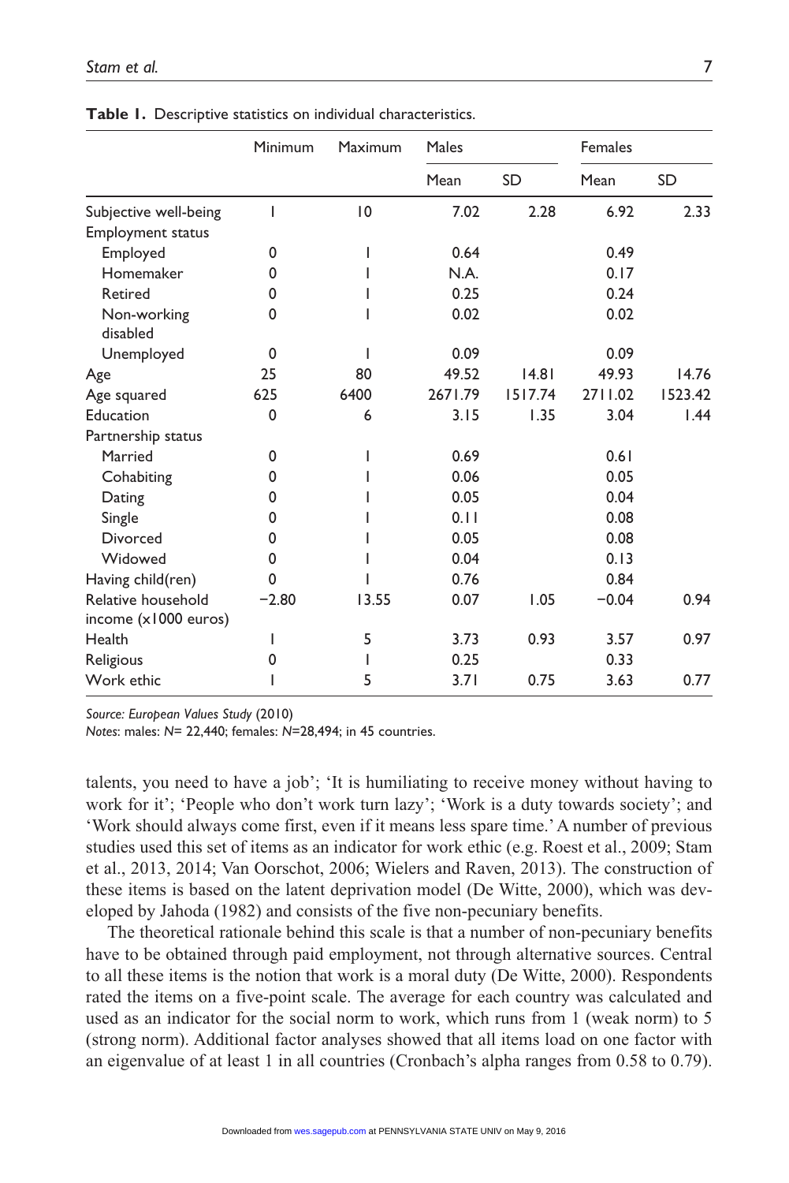**Table 1.** Descriptive statistics on individual characteristics.

| | Minimum | Maximum | Males | | Females | |
|---|---|---|---|---|---|---|
| | | | Mean | SD | Mean | SD |
| Subjective well-being | 1 | 10 | 7.02 | 2.28 | 6.92 | 2.33 |
| Employment status | | | | | | |
| Employed | 0 | 1 | 0.64 | | 0.49 | |
| Homemaker | 0 | 1 | N.A. | | 0.17 | |
| Retired | 0 | 1 | 0.25 | | 0.24 | |
| Non-working disabled | 0 | 1 | 0.02 | | 0.02 | |
| Unemployed | 0 | 1 | 0.09 | | 0.09 | |
| Age | 25 | 80 | 49.52 | 14.81 | 49.93 | 14.76 |
| Age squared | 625 | 6400 | 2671.79 | 1517.74 | 2711.02 | 1523.42 |
| Education | 0 | 6 | 3.15 | 1.35 | 3.04 | 1.44 |
| Partnership status | | | | | | |
| Married | 0 | 1 | 0.69 | | 0.61 | |
| Cohabiting | 0 | 1 | 0.06 | | 0.05 | |
| Dating | 0 | 1 | 0.05 | | 0.04 | |
| Single | 0 | 1 | 0.11 | | 0.08 | |
| Divorced | 0 | 1 | 0.05 | | 0.08 | |
| Widowed | 0 | 1 | 0.04 | | 0.13 | |
| Having child(ren) | 0 | 1 | 0.76 | | 0.84 | |
| Relative household income (x1000 euros) | −2.80 | 13.55 | 0.07 | 1.05 | −0.04 | 0.94 |
| Health | 1 | 5 | 3.73 | 0.93 | 3.57 | 0.97 |
| Religious | 0 | 1 | 0.25 | | 0.33 | |
| Work ethic | 1 | 5 | 3.71 | 0.75 | 3.63 | 0.77 |

*Source: European Values Study* (2010)
*Notes*: males: *N*= 22,440; females: *N*=28,494; in 45 countries.

talents, you need to have a job'; 'It is humiliating to receive money without having to work for it'; 'People who don't work turn lazy'; 'Work is a duty towards society'; and 'Work should always come first, even if it means less spare time.' A number of previous studies used this set of items as an indicator for work ethic (e.g. Roest et al., 2009; Stam et al., 2013, 2014; Van Oorschot, 2006; Wielers and Raven, 2013). The construction of these items is based on the latent deprivation model (De Witte, 2000), which was developed by Jahoda (1982) and consists of the five non-pecuniary benefits.

The theoretical rationale behind this scale is that a number of non-pecuniary benefits have to be obtained through paid employment, not through alternative sources. Central to all these items is the notion that work is a moral duty (De Witte, 2000). Respondents rated the items on a five-point scale. The average for each country was calculated and used as an indicator for the social norm to work, which runs from 1 (weak norm) to 5 (strong norm). Additional factor analyses showed that all items load on one factor with an eigenvalue of at least 1 in all countries (Cronbach's alpha ranges from 0.58 to 0.79).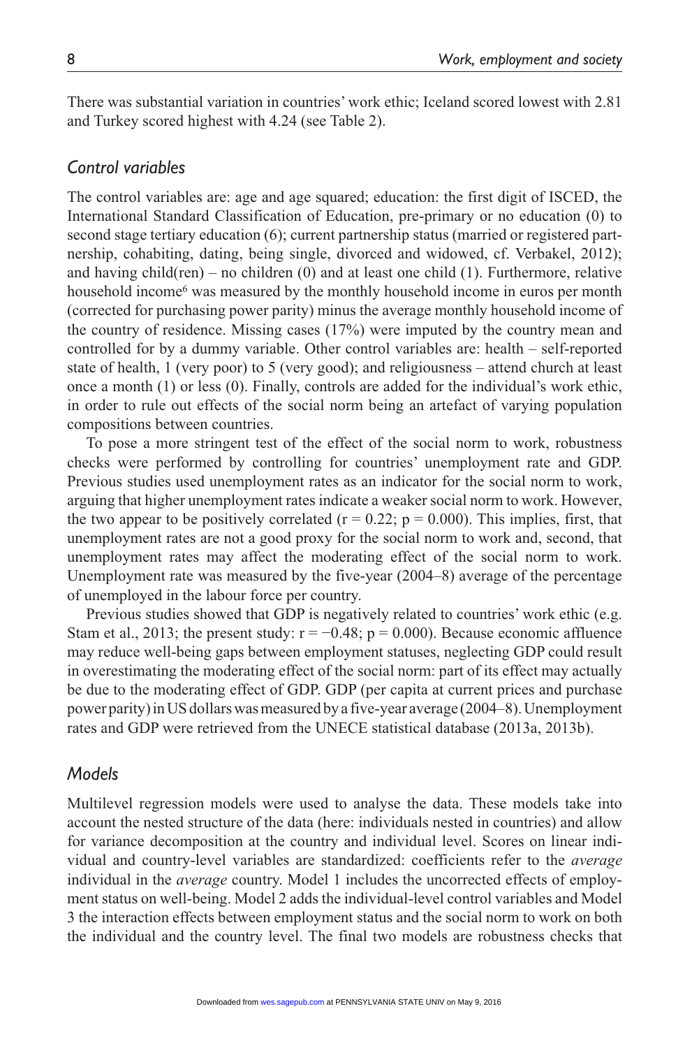There was substantial variation in countries' work ethic; Iceland scored lowest with 2.81 and Turkey scored highest with 4.24 (see Table 2).

### *Control variables*

The control variables are: age and age squared; education: the first digit of ISCED, the International Standard Classification of Education, pre-primary or no education (0) to second stage tertiary education (6); current partnership status (married or registered partnership, cohabiting, dating, being single, divorced and widowed, cf. Verbakel, 2012); and having child(ren) – no children (0) and at least one child (1). Furthermore, relative household income[6] was measured by the monthly household income in euros per month (corrected for purchasing power parity) minus the average monthly household income of the country of residence. Missing cases (17%) were imputed by the country mean and controlled for by a dummy variable. Other control variables are: health – self-reported state of health, 1 (very poor) to 5 (very good); and religiousness – attend church at least once a month (1) or less (0). Finally, controls are added for the individual's work ethic, in order to rule out effects of the social norm being an artefact of varying population compositions between countries.

To pose a more stringent test of the effect of the social norm to work, robustness checks were performed by controlling for countries' unemployment rate and GDP. Previous studies used unemployment rates as an indicator for the social norm to work, arguing that higher unemployment rates indicate a weaker social norm to work. However, the two appear to be positively correlated ($r = 0.22$; $p = 0.000$). This implies, first, that unemployment rates are not a good proxy for the social norm to work and, second, that unemployment rates may affect the moderating effect of the social norm to work. Unemployment rate was measured by the five-year (2004–8) average of the percentage of unemployed in the labour force per country.

Previous studies showed that GDP is negatively related to countries' work ethic (e.g. Stam et al., 2013; the present study: $r = -0.48$; $p = 0.000$). Because economic affluence may reduce well-being gaps between employment statuses, neglecting GDP could result in overestimating the moderating effect of the social norm: part of its effect may actually be due to the moderating effect of GDP. GDP (per capita at current prices and purchase power parity) in US dollars was measured by a five-year average (2004–8). Unemployment rates and GDP were retrieved from the UNECE statistical database (2013a, 2013b).

### *Models*

Multilevel regression models were used to analyse the data. These models take into account the nested structure of the data (here: individuals nested in countries) and allow for variance decomposition at the country and individual level. Scores on linear individual and country-level variables are standardized: coefficients refer to the *average* individual in the *average* country. Model 1 includes the uncorrected effects of employment status on well-being. Model 2 adds the individual-level control variables and Model 3 the interaction effects between employment status and the social norm to work on both the individual and the country level. The final two models are robustness checks that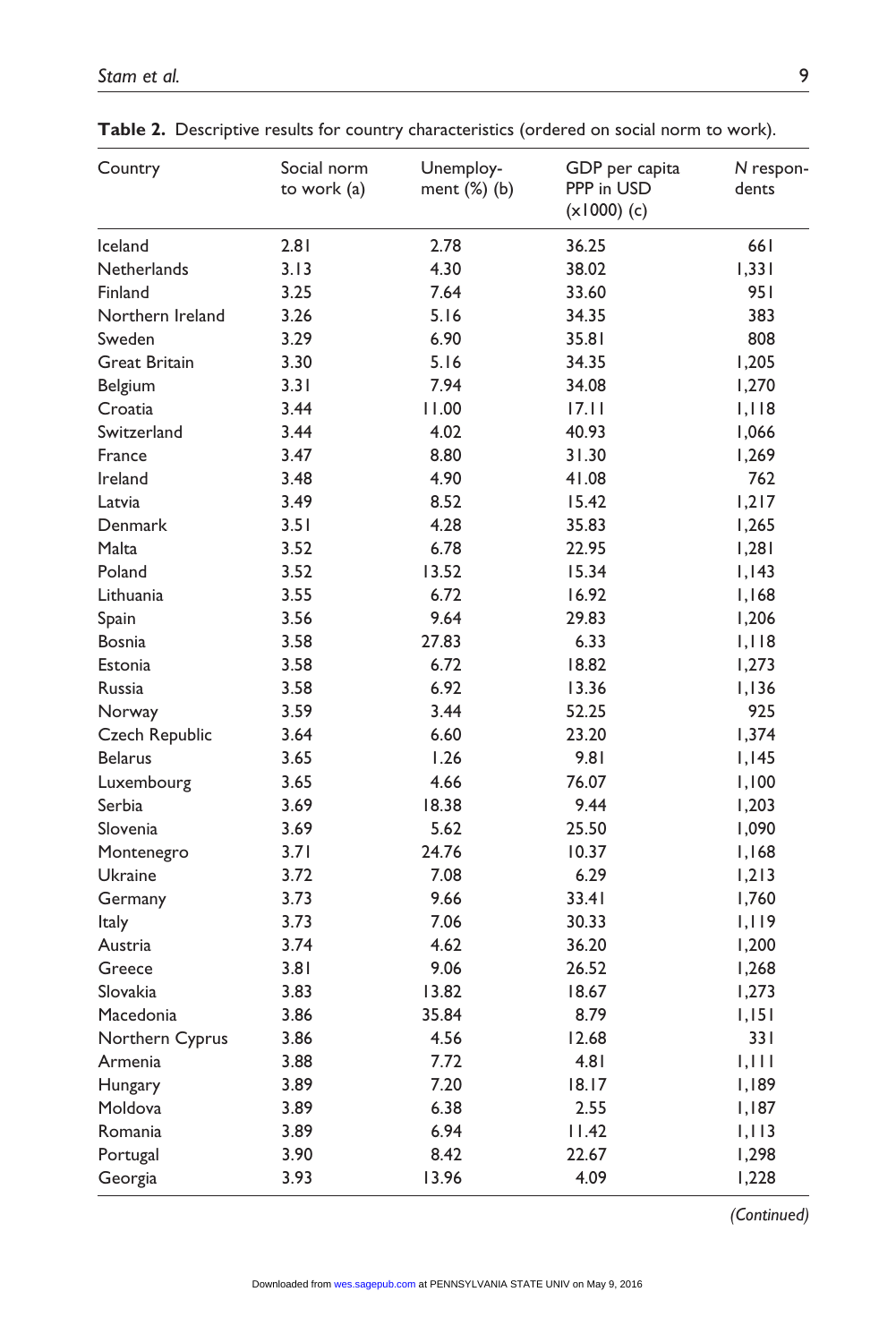**Table 2.** Descriptive results for country characteristics (ordered on social norm to work).

| Country | Social norm to work (a) | Unemployment (%) (b) | GDP per capita PPP in USD (x1000) (c) | *N* respondents |
|---|---|---|---|---|
| Iceland | 2.81 | 2.78 | 36.25 | 661 |
| Netherlands | 3.13 | 4.30 | 38.02 | 1,331 |
| Finland | 3.25 | 7.64 | 33.60 | 951 |
| Northern Ireland | 3.26 | 5.16 | 34.35 | 383 |
| Sweden | 3.29 | 6.90 | 35.81 | 808 |
| Great Britain | 3.30 | 5.16 | 34.35 | 1,205 |
| Belgium | 3.31 | 7.94 | 34.08 | 1,270 |
| Croatia | 3.44 | 11.00 | 17.11 | 1,118 |
| Switzerland | 3.44 | 4.02 | 40.93 | 1,066 |
| France | 3.47 | 8.80 | 31.30 | 1,269 |
| Ireland | 3.48 | 4.90 | 41.08 | 762 |
| Latvia | 3.49 | 8.52 | 15.42 | 1,217 |
| Denmark | 3.51 | 4.28 | 35.83 | 1,265 |
| Malta | 3.52 | 6.78 | 22.95 | 1,281 |
| Poland | 3.52 | 13.52 | 15.34 | 1,143 |
| Lithuania | 3.55 | 6.72 | 16.92 | 1,168 |
| Spain | 3.56 | 9.64 | 29.83 | 1,206 |
| Bosnia | 3.58 | 27.83 | 6.33 | 1,118 |
| Estonia | 3.58 | 6.72 | 18.82 | 1,273 |
| Russia | 3.58 | 6.92 | 13.36 | 1,136 |
| Norway | 3.59 | 3.44 | 52.25 | 925 |
| Czech Republic | 3.64 | 6.60 | 23.20 | 1,374 |
| Belarus | 3.65 | 1.26 | 9.81 | 1,145 |
| Luxembourg | 3.65 | 4.66 | 76.07 | 1,100 |
| Serbia | 3.69 | 18.38 | 9.44 | 1,203 |
| Slovenia | 3.69 | 5.62 | 25.50 | 1,090 |
| Montenegro | 3.71 | 24.76 | 10.37 | 1,168 |
| Ukraine | 3.72 | 7.08 | 6.29 | 1,213 |
| Germany | 3.73 | 9.66 | 33.41 | 1,760 |
| Italy | 3.73 | 7.06 | 30.33 | 1,119 |
| Austria | 3.74 | 4.62 | 36.20 | 1,200 |
| Greece | 3.81 | 9.06 | 26.52 | 1,268 |
| Slovakia | 3.83 | 13.82 | 18.67 | 1,273 |
| Macedonia | 3.86 | 35.84 | 8.79 | 1,151 |
| Northern Cyprus | 3.86 | 4.56 | 12.68 | 331 |
| Armenia | 3.88 | 7.72 | 4.81 | 1,111 |
| Hungary | 3.89 | 7.20 | 18.17 | 1,189 |
| Moldova | 3.89 | 6.38 | 2.55 | 1,187 |
| Romania | 3.89 | 6.94 | 11.42 | 1,113 |
| Portugal | 3.90 | 8.42 | 22.67 | 1,298 |
| Georgia | 3.93 | 13.96 | 4.09 | 1,228 |

*(Continued)*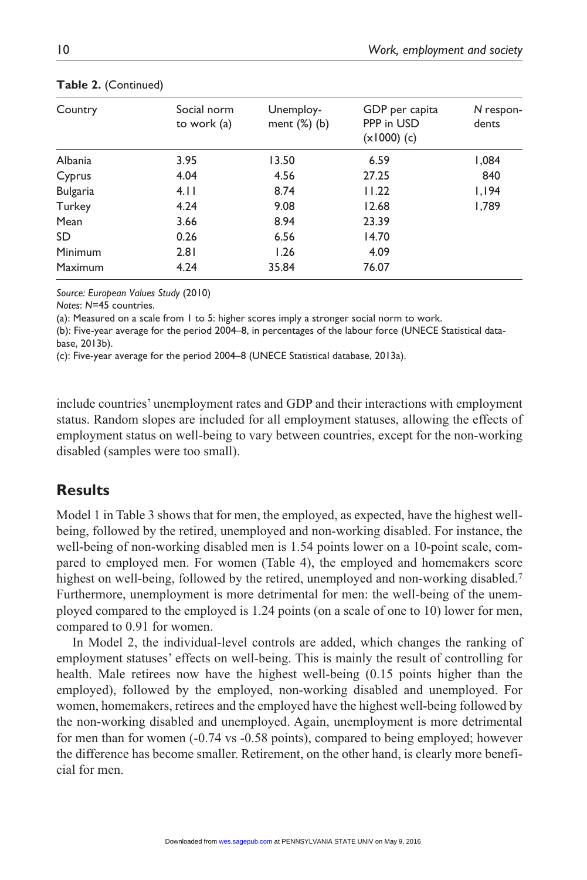**Table 2.** (Continued)

| Country | Social norm to work (a) | Unemploy-ment (%) (b) | GDP per capita PPP in USD (x1000) (c) | *N* respon-dents |
|---|---|---|---|---|
| Albania | 3.95 | 13.50 | 6.59 | 1,084 |
| Cyprus | 4.04 | 4.56 | 27.25 | 840 |
| Bulgaria | 4.11 | 8.74 | 11.22 | 1,194 |
| Turkey | 4.24 | 9.08 | 12.68 | 1,789 |
| Mean | 3.66 | 8.94 | 23.39 | |
| SD | 0.26 | 6.56 | 14.70 | |
| Minimum | 2.81 | 1.26 | 4.09 | |
| Maximum | 4.24 | 35.84 | 76.07 | |

*Source: European Values Study* (2010)

*Notes*: *N*=45 countries.

(a): Measured on a scale from 1 to 5: higher scores imply a stronger social norm to work.

(b): Five-year average for the period 2004–8, in percentages of the labour force (UNECE Statistical database, 2013b).

(c): Five-year average for the period 2004–8 (UNECE Statistical database, 2013a).

include countries' unemployment rates and GDP and their interactions with employment status. Random slopes are included for all employment statuses, allowing the effects of employment status on well-being to vary between countries, except for the non-working disabled (samples were too small).

## Results

Model 1 in Table 3 shows that for men, the employed, as expected, have the highest well-being, followed by the retired, unemployed and non-working disabled. For instance, the well-being of non-working disabled men is 1.54 points lower on a 10-point scale, compared to employed men. For women (Table 4), the employed and homemakers score highest on well-being, followed by the retired, unemployed and non-working disabled.[7] Furthermore, unemployment is more detrimental for men: the well-being of the unemployed compared to the employed is 1.24 points (on a scale of one to 10) lower for men, compared to 0.91 for women.

In Model 2, the individual-level controls are added, which changes the ranking of employment statuses' effects on well-being. This is mainly the result of controlling for health. Male retirees now have the highest well-being (0.15 points higher than the employed), followed by the employed, non-working disabled and unemployed. For women, homemakers, retirees and the employed have the highest well-being followed by the non-working disabled and unemployed. Again, unemployment is more detrimental for men than for women (-0.74 vs -0.58 points), compared to being employed; however the difference has become smaller. Retirement, on the other hand, is clearly more beneficial for men.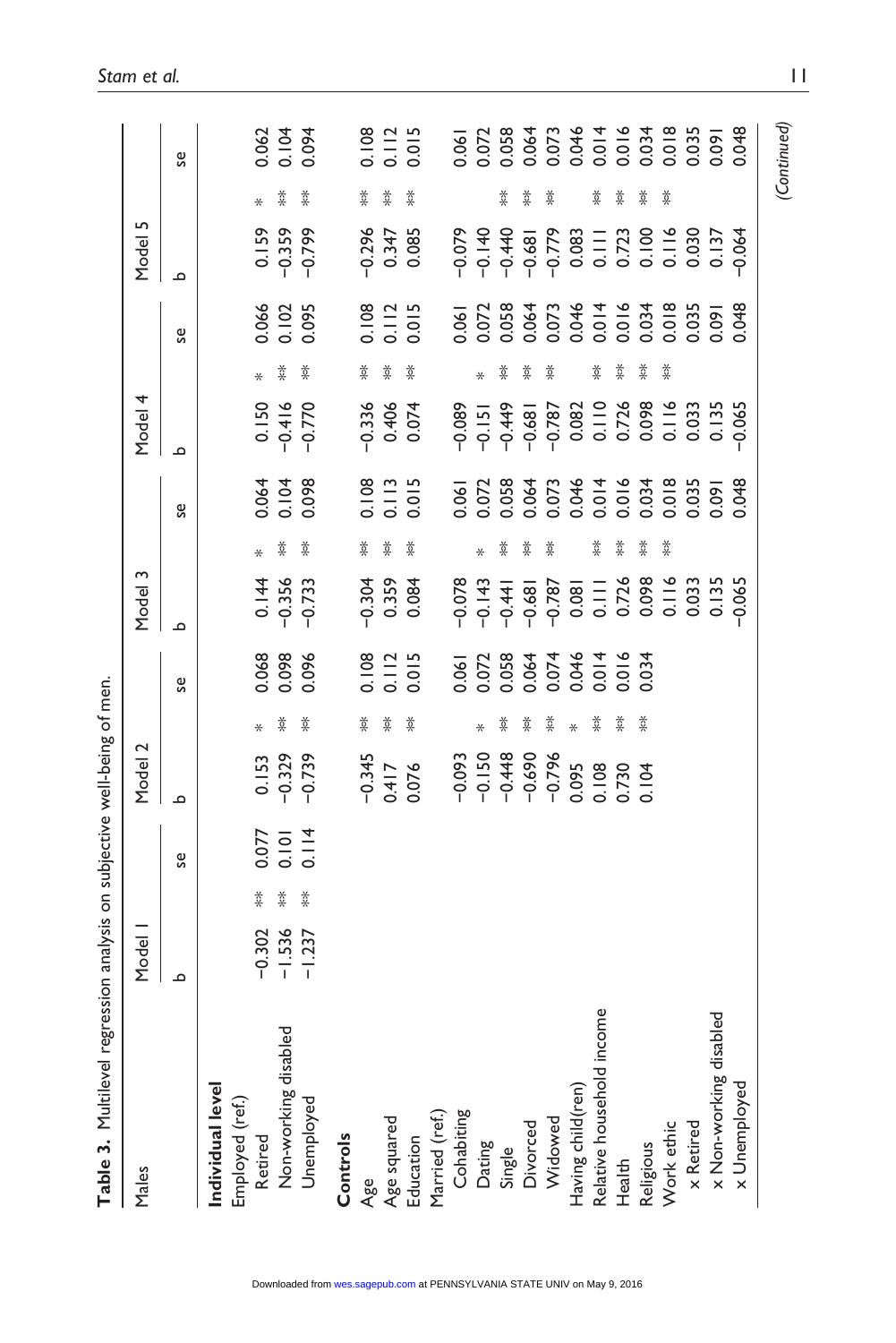**Table 3.** Multilevel regression analysis on subjective well-being of men.

| Males | Model 1 | | | Model 2 | | | Model 3 | | | Model 4 | | | Model 5 | | |
|---|---|---|---|---|---|---|---|---|---|---|---|---|---|---|---|
| | b | | se | b | | se | b | | se | b | | se | b | | se |
| **Individual level** | | | | | | | | | | | | | | | |
| Employed (ref.) | | | | | | | | | | | | | | | |
| Retired | −0.302 | ** | 0.077 | 0.153 | * | 0.068 | 0.144 | * | 0.064 | 0.150 | * | 0.066 | 0.159 | * | 0.062 |
| Non-working disabled | −1.536 | ** | 0.101 | −0.329 | ** | 0.098 | −0.356 | ** | 0.104 | −0.416 | ** | 0.102 | −0.359 | ** | 0.104 |
| Unemployed | −1.237 | ** | 0.114 | −0.739 | ** | 0.096 | −0.733 | ** | 0.098 | −0.770 | ** | 0.095 | −0.799 | ** | 0.094 |
| **Controls** | | | | | | | | | | | | | | | |
| Age | | | | −0.345 | ** | 0.108 | −0.304 | ** | 0.108 | −0.336 | ** | 0.108 | −0.296 | ** | 0.108 |
| Age squared | | | | 0.417 | ** | 0.112 | 0.359 | ** | 0.113 | 0.406 | ** | 0.112 | 0.347 | ** | 0.112 |
| Education | | | | 0.076 | ** | 0.015 | 0.084 | ** | 0.015 | 0.074 | ** | 0.015 | 0.085 | ** | 0.015 |
| Married (ref.) | | | | | | | | | | | | | | | |
| Cohabiting | | | | −0.093 | | 0.061 | −0.078 | | 0.061 | −0.089 | | 0.061 | −0.079 | | 0.061 |
| Dating | | | | −0.150 | * | 0.072 | −0.143 | * | 0.072 | −0.151 | * | 0.072 | −0.140 | | 0.072 |
| Single | | | | −0.448 | ** | 0.058 | −0.441 | ** | 0.058 | −0.449 | ** | 0.058 | −0.440 | ** | 0.058 |
| Divorced | | | | −0.690 | ** | 0.064 | −0.681 | ** | 0.064 | −0.681 | ** | 0.064 | −0.681 | ** | 0.064 |
| Widowed | | | | −0.796 | ** | 0.074 | −0.787 | ** | 0.073 | −0.787 | ** | 0.073 | −0.779 | ** | 0.073 |
| Having child(ren) | | | | 0.095 | * | 0.046 | 0.081 | | 0.046 | 0.082 | | 0.046 | 0.083 | | 0.046 |
| Relative household income | | | | 0.108 | ** | 0.014 | 0.111 | ** | 0.014 | 0.110 | ** | 0.014 | 0.111 | ** | 0.014 |
| Health | | | | 0.730 | ** | 0.016 | 0.726 | ** | 0.016 | 0.726 | ** | 0.016 | 0.723 | ** | 0.016 |
| Religious | | | | 0.104 | ** | 0.034 | 0.098 | ** | 0.034 | 0.098 | ** | 0.034 | 0.100 | ** | 0.034 |
| Work ethic | | | | | | | 0.116 | ** | 0.018 | 0.116 | ** | 0.018 | 0.116 | ** | 0.018 |
| x Retired | | | | | | | 0.033 | | 0.035 | 0.033 | | 0.035 | 0.030 | | 0.035 |
| x Non-working disabled | | | | | | | 0.135 | | 0.091 | 0.135 | | 0.091 | 0.137 | | 0.091 |
| x Unemployed | | | | | | | −0.065 | | 0.048 | −0.065 | | 0.048 | −0.064 | | 0.048 |

(Continued)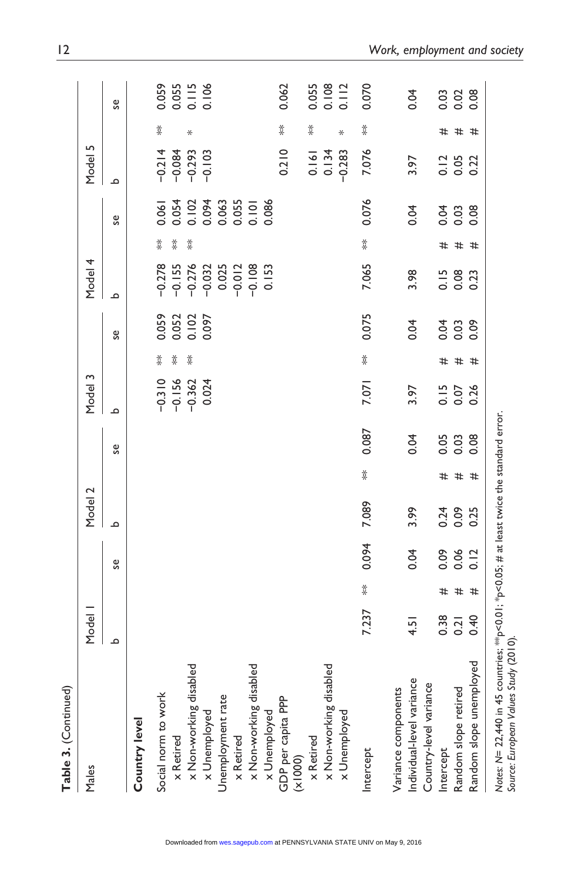**Table 3.** (Continued)

| Males | Model 1 | | | Model 2 | | | Model 3 | | | Model 4 | | | Model 5 | | |
|---|---|---|---|---|---|---|---|---|---|---|---|---|---|---|---|
| | b | | se | b | | se | b | | se | b | | se | b | | se |
| **Country level** | | | | | | | | | | | | | | | |
| Social norm to work | | | | | | | −0.310 | ** | 0.059 | −0.278 | ** | 0.061 | −0.214 | ** | 0.059 |
| x Retired | | | | | | | −0.156 | ** | 0.052 | −0.155 | ** | 0.054 | −0.084 | | 0.055 |
| x Non-working disabled | | | | | | | −0.362 | ** | 0.102 | −0.276 | ** | 0.102 | −0.293 | * | 0.115 |
| x Unemployed | | | | | | | 0.024 | | 0.097 | −0.032 | | 0.094 | −0.103 | | 0.106 |
| Unemployment rate | | | | | | | | | | 0.025 | | 0.063 | | | |
| x Retired | | | | | | | | | | −0.012 | | 0.055 | | | |
| x Non-working disabled | | | | | | | | | | −0.108 | | 0.101 | | | |
| x Unemployed | | | | | | | | | | 0.153 | | 0.086 | | | |
| GDP per capita PPP (x1000) | | | | | | | | | | | | | 0.210 | ** | 0.062 |
| x Retired | | | | | | | | | | | | | 0.161 | ** | 0.055 |
| x Non-working disabled | | | | | | | | | | | | | 0.134 | | 0.108 |
| x Unemployed | | | | | | | | | | | | | −0.283 | * | 0.112 |
| Intercept | 7.237 | ** | 0.094 | 7.089 | ** | 0.087 | 7.071 | ** | 0.075 | 7.065 | ** | 0.076 | 7.076 | ** | 0.070 |
| Variance components | | | | | | | | | | | | | | | |
| Individual-level variance | 4.51 | | 0.04 | 3.99 | | 0.04 | 3.97 | | 0.04 | 3.98 | | 0.04 | 3.97 | | 0.04 |
| Country-level variance | | | | | | | | | | | | | | | |
| Intercept | 0.38 | # | 0.09 | 0.24 | # | 0.05 | 0.15 | # | 0.04 | 0.15 | # | 0.04 | 0.12 | # | 0.03 |
| Random slope retired | 0.21 | # | 0.06 | 0.09 | # | 0.03 | 0.07 | # | 0.03 | 0.08 | # | 0.03 | 0.05 | # | 0.02 |
| Random slope unemployed | 0.40 | # | 0.12 | 0.25 | # | 0.08 | 0.26 | # | 0.09 | 0.23 | # | 0.08 | 0.22 | # | 0.08 |

*Notes: N*= 22,440 in 45 countries; **$p<0.01$; *$p<0.05$; # at least twice the standard error.
*Source: European Values Study* (2010).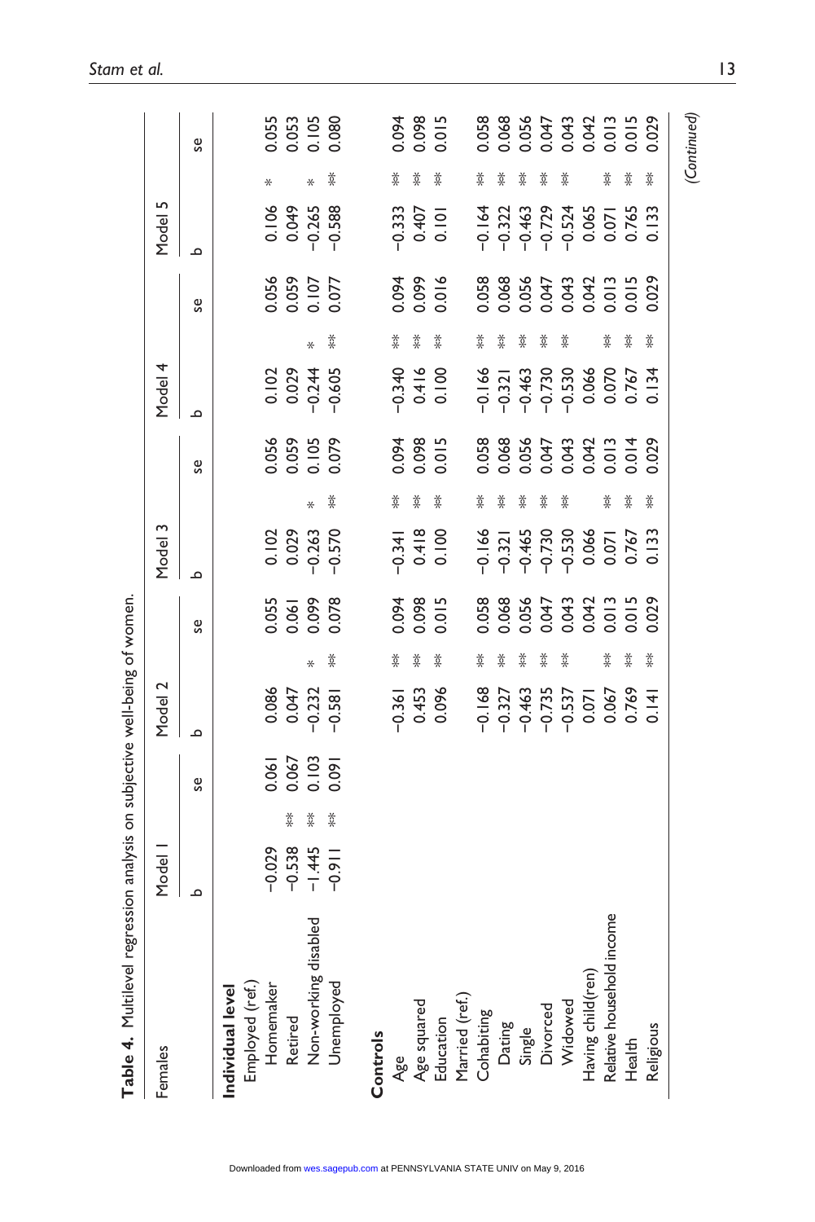**Table 4.** Multilevel regression analysis on subjective well-being of women.

| Females | Model 1 | | | Model 2 | | | Model 3 | | | Model 4 | | | Model 5 | | |
|---|---|---|---|---|---|---|---|---|---|---|---|---|---|---|---|
| | b | | se | b | | se | b | | se | b | | se | b | | se |
| **Individual level** | | | | | | | | | | | | | | | |
| Employed (ref.) | | | | | | | | | | | | | | | |
| Homemaker | −0.029 | | 0.061 | 0.086 | | 0.055 | 0.102 | | 0.056 | 0.102 | | 0.056 | 0.106 | * | 0.055 |
| Retired | −0.538 | ** | 0.067 | 0.047 | | 0.061 | 0.029 | | 0.059 | 0.029 | | 0.059 | 0.049 | | 0.053 |
| Non-working disabled | −1.445 | ** | 0.103 | −0.232 | * | 0.099 | −0.263 | * | 0.105 | −0.244 | * | 0.107 | −0.265 | * | 0.105 |
| Unemployed | −0.911 | ** | 0.091 | −0.581 | ** | 0.078 | −0.570 | ** | 0.079 | −0.605 | ** | 0.077 | −0.588 | ** | 0.080 |
| **Controls** | | | | | | | | | | | | | | | |
| Age | | | | −0.361 | ** | 0.094 | −0.341 | ** | 0.094 | −0.340 | ** | 0.094 | −0.333 | ** | 0.094 |
| Age squared | | | | 0.453 | ** | 0.098 | 0.418 | ** | 0.098 | 0.416 | ** | 0.099 | 0.407 | ** | 0.098 |
| Education | | | | 0.096 | ** | 0.015 | 0.100 | ** | 0.015 | 0.100 | ** | 0.016 | 0.101 | ** | 0.015 |
| Married (ref.) | | | | | | | | | | | | | | | |
| Cohabiting | | | | −0.168 | ** | 0.058 | −0.166 | ** | 0.058 | −0.166 | ** | 0.058 | −0.164 | ** | 0.058 |
| Dating | | | | −0.327 | ** | 0.068 | −0.321 | ** | 0.068 | −0.321 | ** | 0.068 | −0.322 | ** | 0.068 |
| Single | | | | −0.463 | ** | 0.056 | −0.465 | ** | 0.056 | −0.463 | ** | 0.056 | −0.463 | ** | 0.056 |
| Divorced | | | | −0.735 | ** | 0.047 | −0.730 | ** | 0.047 | −0.730 | ** | 0.047 | −0.729 | ** | 0.047 |
| Widowed | | | | −0.537 | ** | 0.043 | −0.530 | ** | 0.043 | −0.530 | ** | 0.043 | −0.524 | ** | 0.043 |
| Having child(ren) | | | | 0.071 | | 0.042 | 0.066 | | 0.042 | 0.066 | | 0.042 | 0.065 | | 0.042 |
| Relative household income | | | | 0.067 | ** | 0.013 | 0.071 | ** | 0.013 | 0.070 | ** | 0.013 | 0.071 | ** | 0.013 |
| Health | | | | 0.769 | ** | 0.015 | 0.767 | ** | 0.014 | 0.767 | ** | 0.015 | 0.765 | ** | 0.015 |
| Religious | | | | 0.141 | ** | 0.029 | 0.133 | ** | 0.029 | 0.134 | ** | 0.029 | 0.133 | ** | 0.029 |

(*Continued*)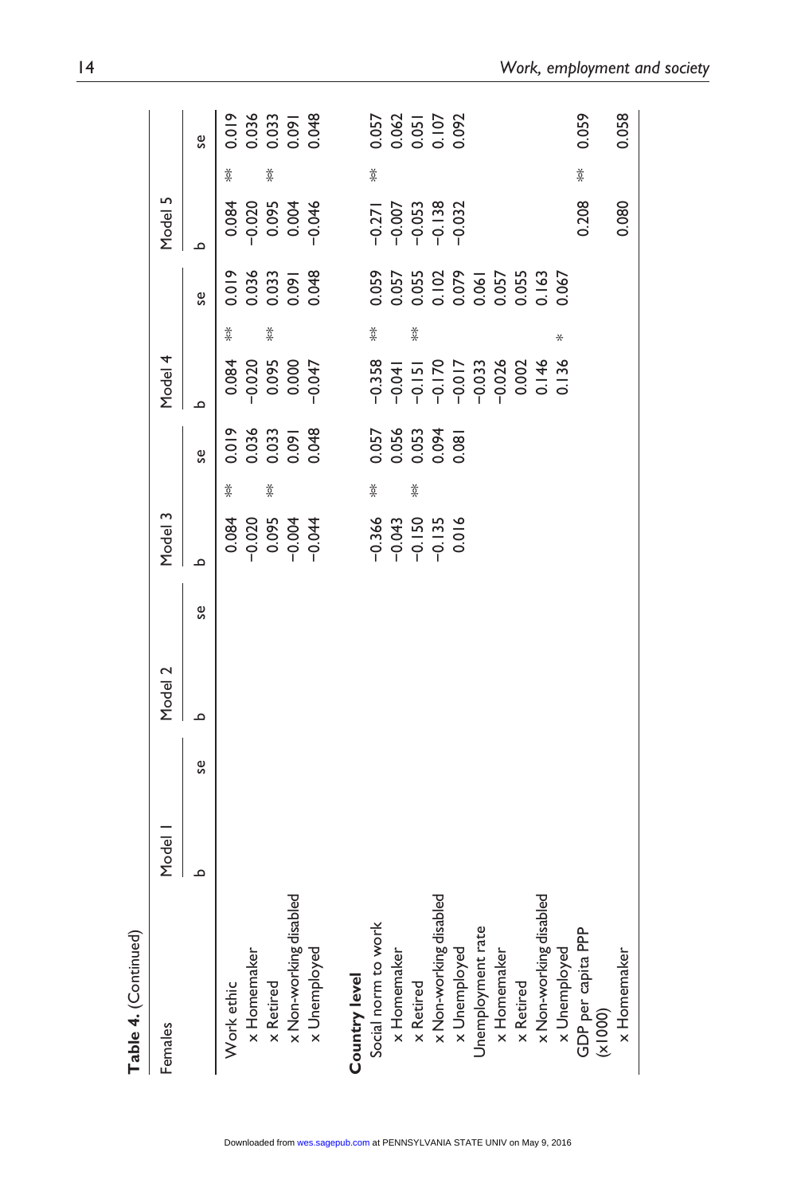**Table 4.** (Continued)

| Females | Model 1 | | Model 2 | | Model 3 | | Model 4 | | Model 5 | |
|---|---|---|---|---|---|---|---|---|---|---|
| | b | se | b | se | b | se | b | se | b | se |
| Work ethic | | | | | 0.084 ** | 0.019 | 0.084 ** | 0.019 | 0.084 ** | 0.019 |
| x Homemaker | | | | | −0.020 | 0.036 | −0.020 | 0.036 | −0.020 | 0.036 |
| x Retired | | | | | 0.095 ** | 0.033 | 0.095 ** | 0.033 | 0.095 ** | 0.033 |
| x Non-working disabled | | | | | −0.004 | 0.091 | 0.000 | 0.091 | 0.004 | 0.091 |
| x Unemployed | | | | | −0.044 | 0.048 | −0.047 | 0.048 | −0.046 | 0.048 |
| **Country level** | | | | | | | | | | |
| Social norm to work | | | | | −0.366 ** | 0.057 | −0.358 ** | 0.059 | −0.271 ** | 0.057 |
| x Homemaker | | | | | −0.043 | 0.056 | −0.041 | 0.057 | −0.007 | 0.062 |
| x Retired | | | | | −0.150 ** | 0.053 | −0.151 ** | 0.055 | −0.053 | 0.051 |
| x Non-working disabled | | | | | −0.135 | 0.094 | −0.170 | 0.102 | −0.138 | 0.107 |
| x Unemployed | | | | | 0.016 | 0.081 | −0.017 | 0.079 | −0.032 | 0.092 |
| Unemployment rate | | | | | | | −0.033 | 0.061 | | |
| x Homemaker | | | | | | | −0.026 | 0.057 | | |
| x Retired | | | | | | | 0.002 | 0.055 | | |
| x Non-working disabled | | | | | | | 0.146 | 0.163 | | |
| x Unemployed | | | | | | | 0.136 * | 0.067 | | |
| GDP per capita PPP (x1000) | | | | | | | | | 0.208 ** | 0.059 |
| x Homemaker | | | | | | | | | 0.080 | 0.058 |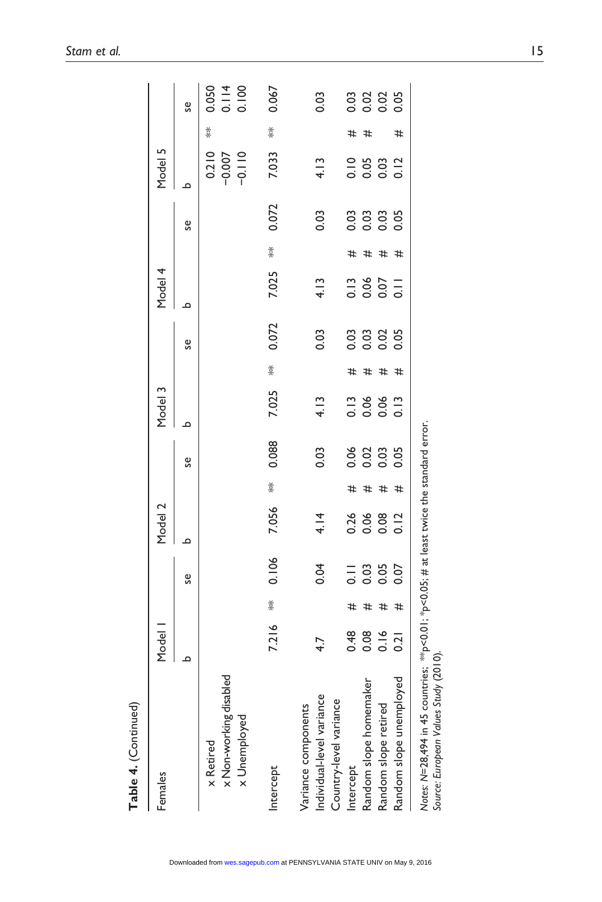**Table 4.** (Continued)

| Females | Model 1 | | | Model 2 | | | Model 3 | | | Model 4 | | | Model 5 | | |
|---|---|---|---|---|---|---|---|---|---|---|---|---|---|---|---|
| | b | | se | b | | se | b | | se | b | | se | b | | se |
| x Retired | | | | | | | | | | | | | 0.210 | ** | 0.050 |
| x Non-working disabled | | | | | | | | | | | | | −0.007 | | 0.114 |
| x Unemployed | | | | | | | | | | | | | −0.110 | | 0.100 |
| Intercept | 7.216 | ** | 0.106 | 7.056 | ** | 0.088 | 7.025 | ** | 0.072 | 7.025 | ** | 0.072 | 7.033 | ** | 0.067 |
| Variance components | | | | | | | | | | | | | | | |
| Individual-level variance | 4.7 | | 0.04 | 4.14 | | 0.03 | 4.13 | | 0.03 | 4.13 | | 0.03 | 4.13 | | 0.03 |
| Country-level variance | | | | | | | | | | | | | | | |
| Intercept | 0.48 | # | 0.11 | 0.26 | # | 0.06 | 0.13 | # | 0.03 | 0.13 | # | 0.03 | 0.10 | # | 0.03 |
| Random slope homemaker | 0.08 | # | 0.03 | 0.06 | # | 0.02 | 0.06 | # | 0.03 | 0.06 | # | 0.03 | 0.05 | # | 0.02 |
| Random slope retired | 0.16 | # | 0.05 | 0.08 | # | 0.03 | 0.06 | # | 0.02 | 0.07 | # | 0.03 | 0.03 | | 0.02 |
| Random slope unemployed | 0.21 | # | 0.07 | 0.12 | # | 0.05 | 0.13 | # | 0.05 | 0.11 | # | 0.05 | 0.12 | # | 0.05 |

*Notes: N*=28,494 in 45 countries; **p<0.01; *p<0.05; # at least twice the standard error.
*Source: European Values Study* (2010).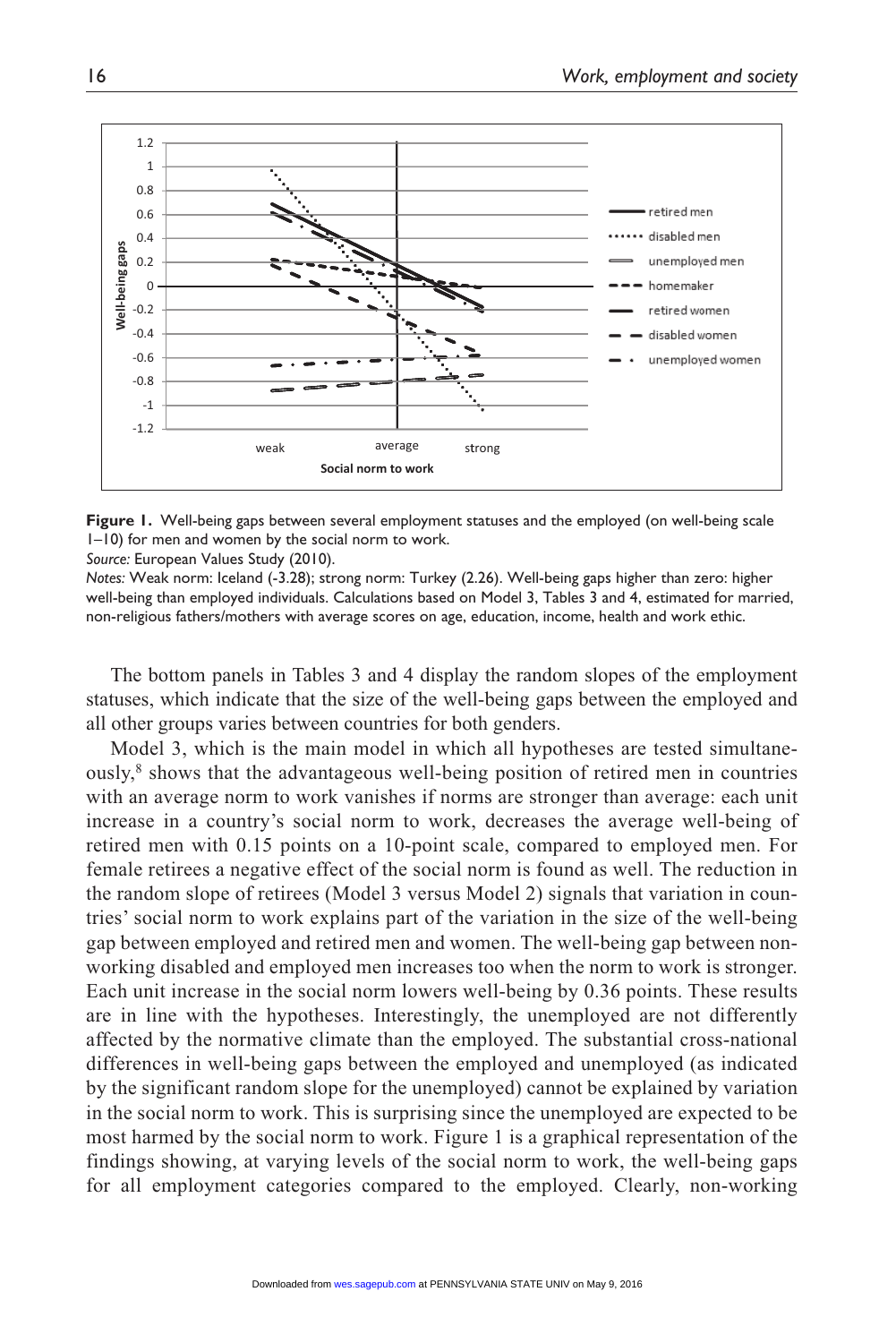**Figure 1.** Well-being gaps between several employment statuses and the employed (on well-being scale 1–10) for men and women by the social norm to work.
*Source:* European Values Study (2010).
*Notes:* Weak norm: Iceland (-3.28); strong norm: Turkey (2.26). Well-being gaps higher than zero: higher well-being than employed individuals. Calculations based on Model 3, Tables 3 and 4, estimated for married, non-religious fathers/mothers with average scores on age, education, income, health and work ethic.

The bottom panels in Tables 3 and 4 display the random slopes of the employment statuses, which indicate that the size of the well-being gaps between the employed and all other groups varies between countries for both genders.

Model 3, which is the main model in which all hypotheses are tested simultaneously,[8] shows that the advantageous well-being position of retired men in countries with an average norm to work vanishes if norms are stronger than average: each unit increase in a country's social norm to work, decreases the average well-being of retired men with 0.15 points on a 10-point scale, compared to employed men. For female retirees a negative effect of the social norm is found as well. The reduction in the random slope of retirees (Model 3 versus Model 2) signals that variation in countries' social norm to work explains part of the variation in the size of the well-being gap between employed and retired men and women. The well-being gap between non-working disabled and employed men increases too when the norm to work is stronger. Each unit increase in the social norm lowers well-being by 0.36 points. These results are in line with the hypotheses. Interestingly, the unemployed are not differently affected by the normative climate than the employed. The substantial cross-national differences in well-being gaps between the employed and unemployed (as indicated by the significant random slope for the unemployed) cannot be explained by variation in the social norm to work. This is surprising since the unemployed are expected to be most harmed by the social norm to work. Figure 1 is a graphical representation of the findings showing, at varying levels of the social norm to work, the well-being gaps for all employment categories compared to the employed. Clearly, non-working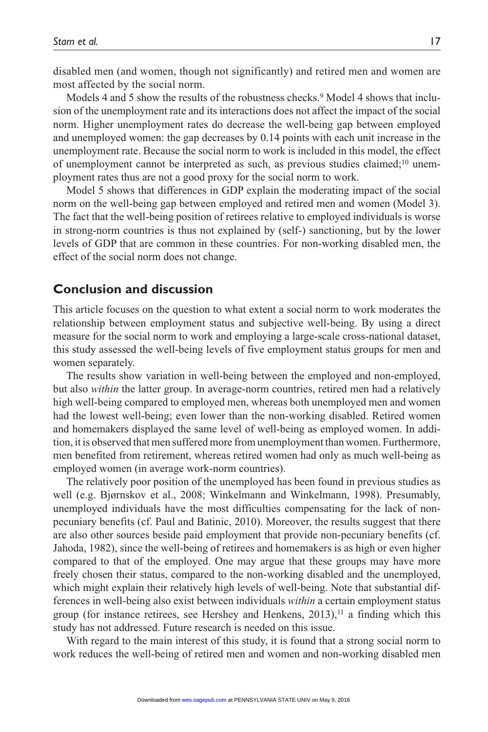disabled men (and women, though not significantly) and retired men and women are most affected by the social norm.

Models 4 and 5 show the results of the robustness checks.[9] Model 4 shows that inclusion of the unemployment rate and its interactions does not affect the impact of the social norm. Higher unemployment rates do decrease the well-being gap between employed and unemployed women: the gap decreases by 0.14 points with each unit increase in the unemployment rate. Because the social norm to work is included in this model, the effect of unemployment cannot be interpreted as such, as previous studies claimed;[10] unemployment rates thus are not a good proxy for the social norm to work.

Model 5 shows that differences in GDP explain the moderating impact of the social norm on the well-being gap between employed and retired men and women (Model 3). The fact that the well-being position of retirees relative to employed individuals is worse in strong-norm countries is thus not explained by (self-) sanctioning, but by the lower levels of GDP that are common in these countries. For non-working disabled men, the effect of the social norm does not change.

## Conclusion and discussion

This article focuses on the question to what extent a social norm to work moderates the relationship between employment status and subjective well-being. By using a direct measure for the social norm to work and employing a large-scale cross-national dataset, this study assessed the well-being levels of five employment status groups for men and women separately.

The results show variation in well-being between the employed and non-employed, but also *within* the latter group. In average-norm countries, retired men had a relatively high well-being compared to employed men, whereas both unemployed men and women had the lowest well-being; even lower than the non-working disabled. Retired women and homemakers displayed the same level of well-being as employed women. In addition, it is observed that men suffered more from unemployment than women. Furthermore, men benefited from retirement, whereas retired women had only as much well-being as employed women (in average work-norm countries).

The relatively poor position of the unemployed has been found in previous studies as well (e.g. Bjørnskov et al., 2008; Winkelmann and Winkelmann, 1998). Presumably, unemployed individuals have the most difficulties compensating for the lack of non-pecuniary benefits (cf. Paul and Batinic, 2010). Moreover, the results suggest that there are also other sources beside paid employment that provide non-pecuniary benefits (cf. Jahoda, 1982), since the well-being of retirees and homemakers is as high or even higher compared to that of the employed. One may argue that these groups may have more freely chosen their status, compared to the non-working disabled and the unemployed, which might explain their relatively high levels of well-being. Note that substantial differences in well-being also exist between individuals *within* a certain employment status group (for instance retirees, see Hershey and Henkens, 2013),[11] a finding which this study has not addressed. Future research is needed on this issue.

With regard to the main interest of this study, it is found that a strong social norm to work reduces the well-being of retired men and women and non-working disabled men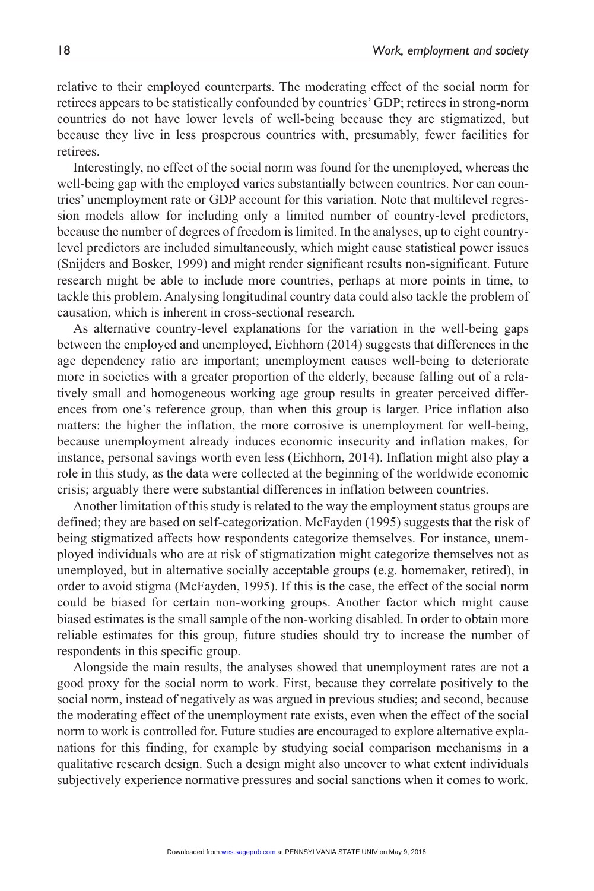relative to their employed counterparts. The moderating effect of the social norm for retirees appears to be statistically confounded by countries' GDP; retirees in strong-norm countries do not have lower levels of well-being because they are stigmatized, but because they live in less prosperous countries with, presumably, fewer facilities for retirees.

Interestingly, no effect of the social norm was found for the unemployed, whereas the well-being gap with the employed varies substantially between countries. Nor can countries' unemployment rate or GDP account for this variation. Note that multilevel regression models allow for including only a limited number of country-level predictors, because the number of degrees of freedom is limited. In the analyses, up to eight country-level predictors are included simultaneously, which might cause statistical power issues (Snijders and Bosker, 1999) and might render significant results non-significant. Future research might be able to include more countries, perhaps at more points in time, to tackle this problem. Analysing longitudinal country data could also tackle the problem of causation, which is inherent in cross-sectional research.

As alternative country-level explanations for the variation in the well-being gaps between the employed and unemployed, Eichhorn (2014) suggests that differences in the age dependency ratio are important; unemployment causes well-being to deteriorate more in societies with a greater proportion of the elderly, because falling out of a relatively small and homogeneous working age group results in greater perceived differences from one's reference group, than when this group is larger. Price inflation also matters: the higher the inflation, the more corrosive is unemployment for well-being, because unemployment already induces economic insecurity and inflation makes, for instance, personal savings worth even less (Eichhorn, 2014). Inflation might also play a role in this study, as the data were collected at the beginning of the worldwide economic crisis; arguably there were substantial differences in inflation between countries.

Another limitation of this study is related to the way the employment status groups are defined; they are based on self-categorization. McFayden (1995) suggests that the risk of being stigmatized affects how respondents categorize themselves. For instance, unemployed individuals who are at risk of stigmatization might categorize themselves not as unemployed, but in alternative socially acceptable groups (e.g. homemaker, retired), in order to avoid stigma (McFayden, 1995). If this is the case, the effect of the social norm could be biased for certain non-working groups. Another factor which might cause biased estimates is the small sample of the non-working disabled. In order to obtain more reliable estimates for this group, future studies should try to increase the number of respondents in this specific group.

Alongside the main results, the analyses showed that unemployment rates are not a good proxy for the social norm to work. First, because they correlate positively to the social norm, instead of negatively as was argued in previous studies; and second, because the moderating effect of the unemployment rate exists, even when the effect of the social norm to work is controlled for. Future studies are encouraged to explore alternative explanations for this finding, for example by studying social comparison mechanisms in a qualitative research design. Such a design might also uncover to what extent individuals subjectively experience normative pressures and social sanctions when it comes to work.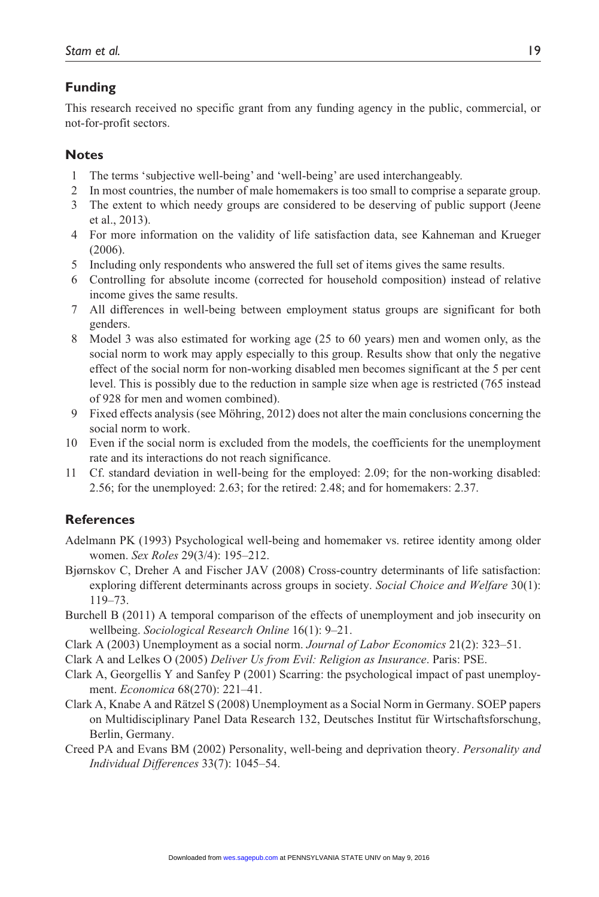## Funding

This research received no specific grant from any funding agency in the public, commercial, or not-for-profit sectors.

## Notes

1. The terms 'subjective well-being' and 'well-being' are used interchangeably.
2. In most countries, the number of male homemakers is too small to comprise a separate group.
3. The extent to which needy groups are considered to be deserving of public support (Jeene et al., 2013).
4. For more information on the validity of life satisfaction data, see Kahneman and Krueger (2006).
5. Including only respondents who answered the full set of items gives the same results.
6. Controlling for absolute income (corrected for household composition) instead of relative income gives the same results.
7. All differences in well-being between employment status groups are significant for both genders.
8. Model 3 was also estimated for working age (25 to 60 years) men and women only, as the social norm to work may apply especially to this group. Results show that only the negative effect of the social norm for non-working disabled men becomes significant at the 5 per cent level. This is possibly due to the reduction in sample size when age is restricted (765 instead of 928 for men and women combined).
9. Fixed effects analysis (see Möhring, 2012) does not alter the main conclusions concerning the social norm to work.
10. Even if the social norm is excluded from the models, the coefficients for the unemployment rate and its interactions do not reach significance.
11. Cf. standard deviation in well-being for the employed: 2.09; for the non-working disabled: 2.56; for the unemployed: 2.63; for the retired: 2.48; and for homemakers: 2.37.

## References

Adelmann PK (1993) Psychological well-being and homemaker vs. retiree identity among older women. *Sex Roles* 29(3/4): 195–212.

Bjørnskov C, Dreher A and Fischer JAV (2008) Cross-country determinants of life satisfaction: exploring different determinants across groups in society. *Social Choice and Welfare* 30(1): 119–73.

Burchell B (2011) A temporal comparison of the effects of unemployment and job insecurity on wellbeing. *Sociological Research Online* 16(1): 9–21.

Clark A (2003) Unemployment as a social norm. *Journal of Labor Economics* 21(2): 323–51.

Clark A and Lelkes O (2005) *Deliver Us from Evil: Religion as Insurance*. Paris: PSE.

Clark A, Georgellis Y and Sanfey P (2001) Scarring: the psychological impact of past unemployment. *Economica* 68(270): 221–41.

Clark A, Knabe A and Rätzel S (2008) Unemployment as a Social Norm in Germany. SOEP papers on Multidisciplinary Panel Data Research 132, Deutsches Institut für Wirtschaftsforschung, Berlin, Germany.

Creed PA and Evans BM (2002) Personality, well-being and deprivation theory. *Personality and Individual Differences* 33(7): 1045–54.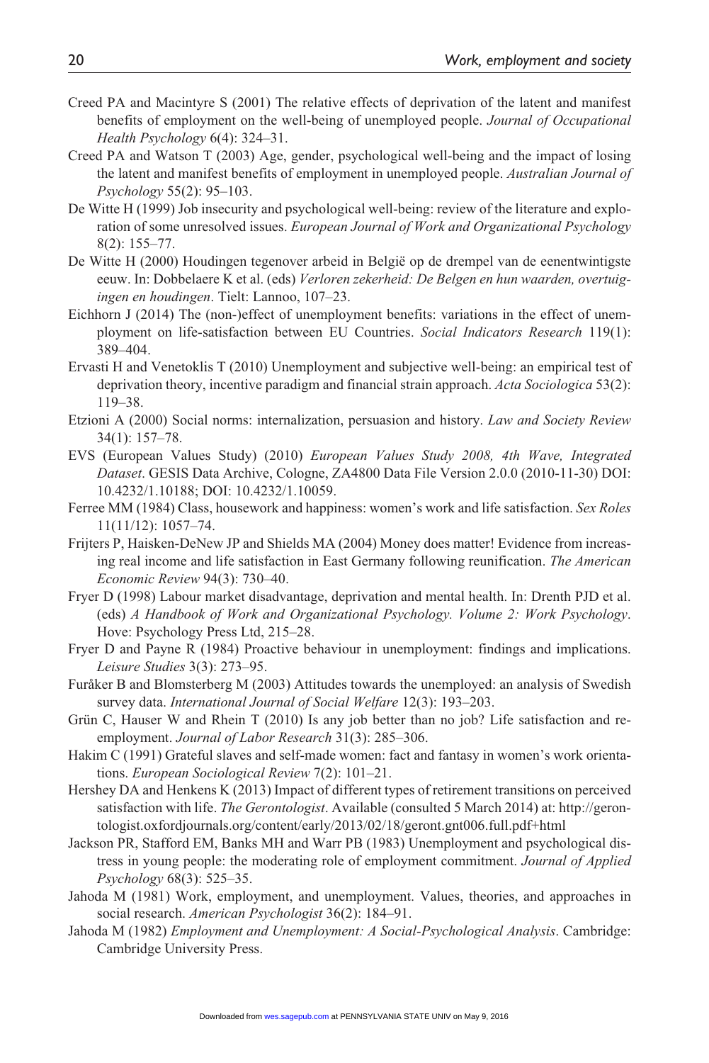Creed PA and Macintyre S (2001) The relative effects of deprivation of the latent and manifest benefits of employment on the well-being of unemployed people. *Journal of Occupational Health Psychology* 6(4): 324–31.

Creed PA and Watson T (2003) Age, gender, psychological well-being and the impact of losing the latent and manifest benefits of employment in unemployed people. *Australian Journal of Psychology* 55(2): 95–103.

De Witte H (1999) Job insecurity and psychological well-being: review of the literature and exploration of some unresolved issues. *European Journal of Work and Organizational Psychology* 8(2): 155–77.

De Witte H (2000) Houdingen tegenover arbeid in België op de drempel van de eenentwintigste eeuw. In: Dobbelaere K et al. (eds) *Verloren zekerheid: De Belgen en hun waarden, overtuigingen en houdingen*. Tielt: Lannoo, 107–23.

Eichhorn J (2014) The (non-)effect of unemployment benefits: variations in the effect of unemployment on life-satisfaction between EU Countries. *Social Indicators Research* 119(1): 389–404.

Ervasti H and Venetoklis T (2010) Unemployment and subjective well-being: an empirical test of deprivation theory, incentive paradigm and financial strain approach. *Acta Sociologica* 53(2): 119–38.

Etzioni A (2000) Social norms: internalization, persuasion and history. *Law and Society Review* 34(1): 157–78.

EVS (European Values Study) (2010) *European Values Study 2008, 4th Wave, Integrated Dataset*. GESIS Data Archive, Cologne, ZA4800 Data File Version 2.0.0 (2010-11-30) DOI: 10.4232/1.10188; DOI: 10.4232/1.10059.

Ferree MM (1984) Class, housework and happiness: women's work and life satisfaction. *Sex Roles* 11(11/12): 1057–74.

Frijters P, Haisken-DeNew JP and Shields MA (2004) Money does matter! Evidence from increasing real income and life satisfaction in East Germany following reunification. *The American Economic Review* 94(3): 730–40.

Fryer D (1998) Labour market disadvantage, deprivation and mental health. In: Drenth PJD et al. (eds) *A Handbook of Work and Organizational Psychology. Volume 2: Work Psychology*. Hove: Psychology Press Ltd, 215–28.

Fryer D and Payne R (1984) Proactive behaviour in unemployment: findings and implications. *Leisure Studies* 3(3): 273–95.

Furåker B and Blomsterberg M (2003) Attitudes towards the unemployed: an analysis of Swedish survey data. *International Journal of Social Welfare* 12(3): 193–203.

Grün C, Hauser W and Rhein T (2010) Is any job better than no job? Life satisfaction and re-employment. *Journal of Labor Research* 31(3): 285–306.

Hakim C (1991) Grateful slaves and self-made women: fact and fantasy in women's work orientations. *European Sociological Review* 7(2): 101–21.

Hershey DA and Henkens K (2013) Impact of different types of retirement transitions on perceived satisfaction with life. *The Gerontologist*. Available (consulted 5 March 2014) at: http://gerontologist.oxfordjournals.org/content/early/2013/02/18/geront.gnt006.full.pdf+html

Jackson PR, Stafford EM, Banks MH and Warr PB (1983) Unemployment and psychological distress in young people: the moderating role of employment commitment. *Journal of Applied Psychology* 68(3): 525–35.

Jahoda M (1981) Work, employment, and unemployment. Values, theories, and approaches in social research. *American Psychologist* 36(2): 184–91.

Jahoda M (1982) *Employment and Unemployment: A Social-Psychological Analysis*. Cambridge: Cambridge University Press.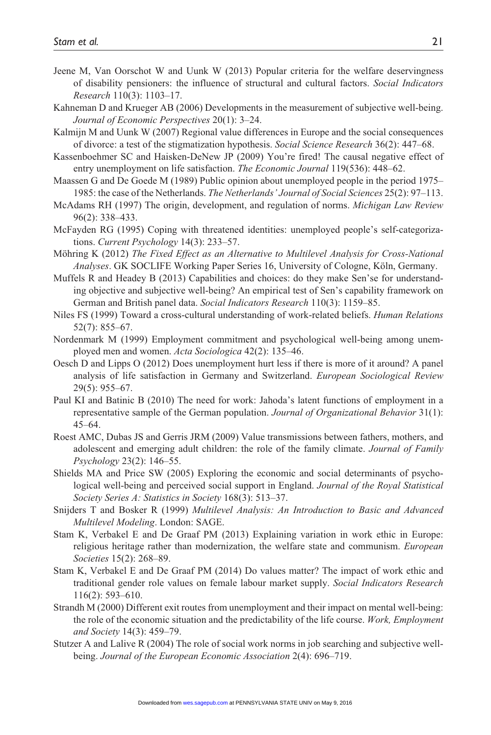Jeene M, Van Oorschot W and Uunk W (2013) Popular criteria for the welfare deservingness of disability pensioners: the influence of structural and cultural factors. *Social Indicators Research* 110(3): 1103–17.

Kahneman D and Krueger AB (2006) Developments in the measurement of subjective well-being. *Journal of Economic Perspectives* 20(1): 3–24.

Kalmijn M and Uunk W (2007) Regional value differences in Europe and the social consequences of divorce: a test of the stigmatization hypothesis. *Social Science Research* 36(2): 447–68.

Kassenboehmer SC and Haisken-DeNew JP (2009) You're fired! The causal negative effect of entry unemployment on life satisfaction. *The Economic Journal* 119(536): 448–62.

Maassen G and De Goede M (1989) Public opinion about unemployed people in the period 1975–1985: the case of the Netherlands. *The Netherlands' Journal of Social Sciences* 25(2): 97–113.

McAdams RH (1997) The origin, development, and regulation of norms. *Michigan Law Review* 96(2): 338–433.

McFayden RG (1995) Coping with threatened identities: unemployed people's self-categorizations. *Current Psychology* 14(3): 233–57.

Möhring K (2012) *The Fixed Effect as an Alternative to Multilevel Analysis for Cross-National Analyses*. GK SOCLIFE Working Paper Series 16, University of Cologne, Köln, Germany.

Muffels R and Headey B (2013) Capabilities and choices: do they make Sen'se for understanding objective and subjective well-being? An empirical test of Sen's capability framework on German and British panel data. *Social Indicators Research* 110(3): 1159–85.

Niles FS (1999) Toward a cross-cultural understanding of work-related beliefs. *Human Relations* 52(7): 855–67.

Nordenmark M (1999) Employment commitment and psychological well-being among unemployed men and women. *Acta Sociologica* 42(2): 135–46.

Oesch D and Lipps O (2012) Does unemployment hurt less if there is more of it around? A panel analysis of life satisfaction in Germany and Switzerland. *European Sociological Review* 29(5): 955–67.

Paul KI and Batinic B (2010) The need for work: Jahoda's latent functions of employment in a representative sample of the German population. *Journal of Organizational Behavior* 31(1): 45–64.

Roest AMC, Dubas JS and Gerris JRM (2009) Value transmissions between fathers, mothers, and adolescent and emerging adult children: the role of the family climate. *Journal of Family Psychology* 23(2): 146–55.

Shields MA and Price SW (2005) Exploring the economic and social determinants of psychological well-being and perceived social support in England. *Journal of the Royal Statistical Society Series A: Statistics in Society* 168(3): 513–37.

Snijders T and Bosker R (1999) *Multilevel Analysis: An Introduction to Basic and Advanced Multilevel Modeling*. London: SAGE.

Stam K, Verbakel E and De Graaf PM (2013) Explaining variation in work ethic in Europe: religious heritage rather than modernization, the welfare state and communism. *European Societies* 15(2): 268–89.

Stam K, Verbakel E and De Graaf PM (2014) Do values matter? The impact of work ethic and traditional gender role values on female labour market supply. *Social Indicators Research* 116(2): 593–610.

Strandh M (2000) Different exit routes from unemployment and their impact on mental well-being: the role of the economic situation and the predictability of the life course. *Work, Employment and Society* 14(3): 459–79.

Stutzer A and Lalive R (2004) The role of social work norms in job searching and subjective well-being. *Journal of the European Economic Association* 2(4): 696–719.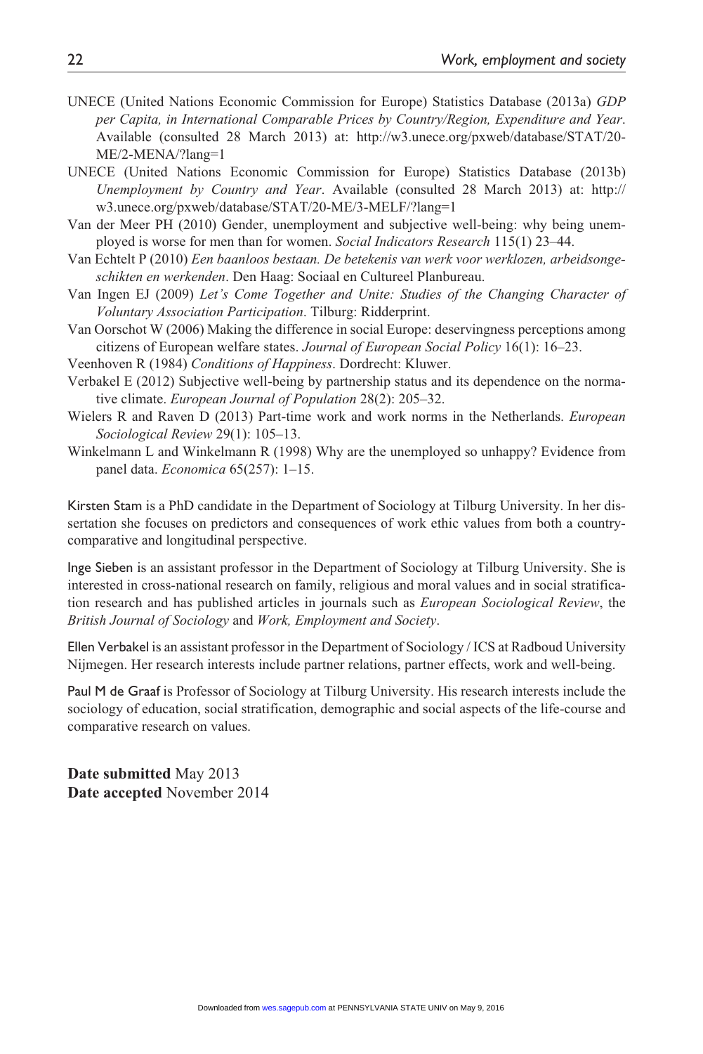UNECE (United Nations Economic Commission for Europe) Statistics Database (2013a) *GDP per Capita, in International Comparable Prices by Country/Region, Expenditure and Year*. Available (consulted 28 March 2013) at: http://w3.unece.org/pxweb/database/STAT/20-ME/2-MENA/?lang=1

UNECE (United Nations Economic Commission for Europe) Statistics Database (2013b) *Unemployment by Country and Year*. Available (consulted 28 March 2013) at: http://w3.unece.org/pxweb/database/STAT/20-ME/3-MELF/?lang=1

Van der Meer PH (2010) Gender, unemployment and subjective well-being: why being unemployed is worse for men than for women. *Social Indicators Research* 115(1) 23–44.

Van Echtelt P (2010) *Een baanloos bestaan. De betekenis van werk voor werklozen, arbeidsongeschikten en werkenden*. Den Haag: Sociaal en Cultureel Planbureau.

Van Ingen EJ (2009) *Let's Come Together and Unite: Studies of the Changing Character of Voluntary Association Participation*. Tilburg: Ridderprint.

Van Oorschot W (2006) Making the difference in social Europe: deservingness perceptions among citizens of European welfare states. *Journal of European Social Policy* 16(1): 16–23.

Veenhoven R (1984) *Conditions of Happiness*. Dordrecht: Kluwer.

Verbakel E (2012) Subjective well-being by partnership status and its dependence on the normative climate. *European Journal of Population* 28(2): 205–32.

Wielers R and Raven D (2013) Part-time work and work norms in the Netherlands. *European Sociological Review* 29(1): 105–13.

Winkelmann L and Winkelmann R (1998) Why are the unemployed so unhappy? Evidence from panel data. *Economica* 65(257): 1–15.

Kirsten Stam is a PhD candidate in the Department of Sociology at Tilburg University. In her dissertation she focuses on predictors and consequences of work ethic values from both a country-comparative and longitudinal perspective.

Inge Sieben is an assistant professor in the Department of Sociology at Tilburg University. She is interested in cross-national research on family, religious and moral values and in social stratification research and has published articles in journals such as *European Sociological Review*, the *British Journal of Sociology* and *Work, Employment and Society*.

Ellen Verbakel is an assistant professor in the Department of Sociology / ICS at Radboud University Nijmegen. Her research interests include partner relations, partner effects, work and well-being.

Paul M de Graaf is Professor of Sociology at Tilburg University. His research interests include the sociology of education, social stratification, demographic and social aspects of the life-course and comparative research on values.

**Date submitted** May 2013
**Date accepted** November 2014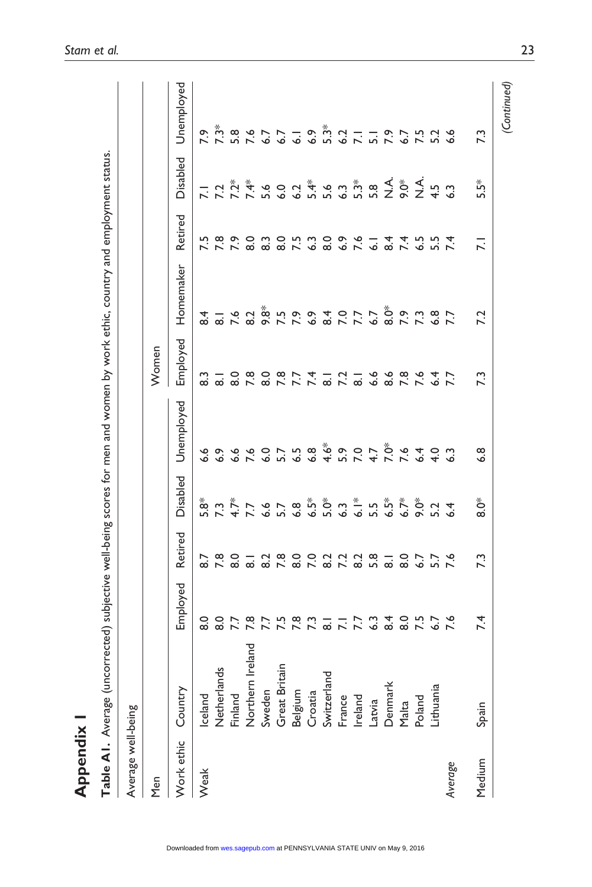# Appendix 1

**Table A1.** Average (uncorrected) subjective well-being scores for men and women by work ethic, country and employment status.

| Average well-being | | | | | | | | | | | |
|---|---|---|---|---|---|---|---|---|---|---|---|
| | | Men | | | | Women | | | | | |
| Work ethic | Country | Employed | Retired | Disabled | Unemployed | Employed | Homemaker | Retired | Disabled | Unemployed | |
| Weak | Iceland | 8.0 | 8.7 | 5.8* | 6.6 | 8.3 | 8.4 | 7.5 | 7.1 | 7.9 | |
| | Netherlands | 8.0 | 7.8 | 7.3 | 6.9 | 8.1 | 8.1 | 7.8 | 7.2 | 7.3* | |
| | Finland | 7.7 | 8.0 | 4.7* | 6.6 | 8.0 | 7.6 | 7.9 | 7.2* | 5.8 | |
| | Northern Ireland | 7.8 | 8.1 | 7.7 | 7.6 | 7.8 | 8.2 | 8.0 | 7.4* | 7.6 | |
| | Sweden | 7.7 | 8.2 | 6.6 | 6.0 | 8.0 | 9.8* | 8.3 | 5.6 | 6.7 | |
| | Great Britain | 7.5 | 7.8 | 5.7 | 5.7 | 7.8 | 7.5 | 8.0 | 6.0 | 6.7 | |
| | Belgium | 7.8 | 8.0 | 6.8 | 6.5 | 7.7 | 7.9 | 7.5 | 6.2 | 6.1 | |
| | Croatia | 7.3 | 7.0 | 6.5* | 6.8 | 7.4 | 6.9 | 6.3 | 5.4* | 6.9 | |
| | Switzerland | 8.1 | 8.2 | 5.0* | 4.6* | 8.1 | 8.4 | 8.0 | 5.6 | 5.3* | |
| | France | 7.1 | 7.2 | 6.3 | 5.9 | 7.2 | 7.0 | 6.9 | 6.3 | 6.2 | |
| | Ireland | 7.7 | 8.2 | 6.1* | 7.0 | 8.1 | 7.7 | 7.6 | 5.3* | 7.1 | |
| | Latvia | 6.3 | 5.8 | 5.5 | 4.7 | 6.6 | 6.7 | 6.1 | 5.8 | 5.1 | |
| | Denmark | 8.4 | 8.1 | 6.5* | 7.0* | 8.6 | 8.0* | 8.4 | N.A. | 7.9 | |
| | Malta | 8.0 | 8.0 | 6.7* | 7.6 | 7.8 | 7.9 | 7.4 | 9.0* | 6.7 | |
| | Poland | 7.5 | 6.7 | 9.0* | 6.4 | 7.6 | 7.3 | 6.5 | N.A. | 7.5 | |
| | Lithuania | 6.7 | 5.7 | 5.2 | 4.0 | 6.4 | 6.8 | 5.5 | 4.5 | 5.2 | |
| *Average* | | 7.6 | 7.6 | 6.4 | 6.3 | 7.7 | 7.7 | 7.4 | 6.3 | 6.6 | |
| Medium | Spain | 7.4 | 7.3 | 8.0* | 6.8 | 7.3 | 7.2 | 7.1 | 5.5* | 7.3 | |

(Continued)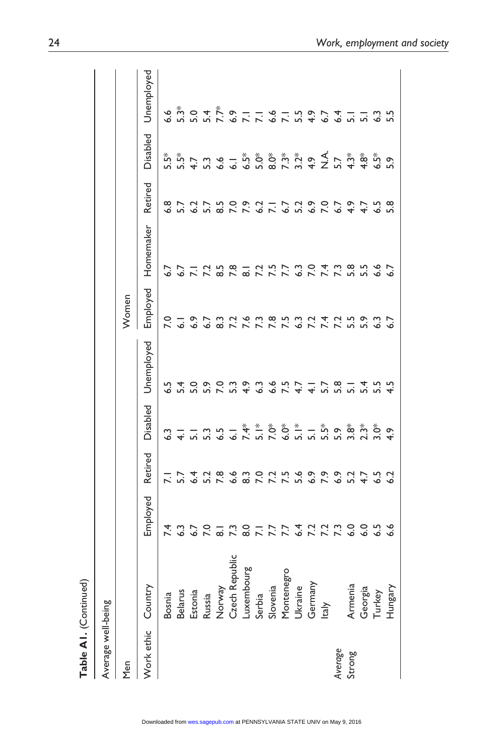**Table A1.** (Continued)

| Average well-being | | | | | | | | | | | |
|---|---|---|---|---|---|---|---|---|---|---|---|
| Men | | | | | | Women | | | | | |
| Work ethic | Country | Employed | Retired | Disabled | Unemployed | Employed | Homemaker | Retired | Disabled | Unemployed | |
| | Bosnia | 7.4 | 7.1 | 6.3 | 6.5 | 7.0 | 6.7 | 6.8 | 5.5* | 6.6 | |
| | Belarus | 6.3 | 5.7 | 4.1 | 5.4 | 6.1 | 6.7 | 5.7 | 5.5* | 5.3* | |
| | Estonia | 6.7 | 6.4 | 5.1 | 5.0 | 6.9 | 7.1 | 6.2 | 4.7 | 5.0 | |
| | Russia | 7.0 | 5.2 | 5.3 | 5.9 | 6.7 | 7.2 | 5.7 | 5.3 | 5.4 | |
| | Norway | 8.1 | 7.8 | 6.5 | 7.0 | 8.3 | 8.5 | 8.5 | 6.6 | 7.7* | |
| | Czech Republic | 7.3 | 6.6 | 6.1 | 5.3 | 7.2 | 7.8 | 7.0 | 6.1 | 6.9 | |
| | Luxembourg | 8.0 | 8.3 | 7.4* | 4.9 | 7.6 | 8.1 | 7.9 | 6.5* | 7.1 | |
| | Serbia | 7.1 | 7.0 | 5.1* | 6.3 | 7.3 | 7.2 | 6.2 | 5.0* | 7.1 | |
| | Slovenia | 7.7 | 7.2 | 7.0* | 6.6 | 7.8 | 7.5 | 7.1 | 8.0* | 6.6 | |
| | Montenegro | 7.7 | 7.5 | 6.0* | 7.5 | 7.5 | 7.7 | 6.7 | 7.3* | 7.1 | |
| | Ukraine | 6.4 | 5.6 | 5.1* | 4.7 | 6.3 | 6.3 | 5.2 | 3.2* | 5.5 | |
| | Germany | 7.2 | 6.9 | 5.1 | 4.1 | 7.2 | 7.0 | 6.9 | 4.9 | 4.9 | |
| | Italy | 7.2 | 7.9 | 5.5* | 5.7 | 7.4 | 7.4 | 7.0 | N.A. | 6.7 | |
| *Average* | | 7.3 | 6.9 | 5.9 | 5.8 | 7.2 | 7.3 | 6.7 | 5.7 | 6.4 | |
| Strong | Armenia | 6.0 | 5.2 | 3.8* | 5.1 | 5.5 | 5.8 | 4.9 | 4.3* | 5.1 | |
| | Georgia | 6.0 | 4.7 | 2.3* | 5.4 | 5.9 | 5.5 | 4.7 | 4.8* | 5.1 | |
| | Turkey | 6.5 | 6.5 | 3.0* | 5.5 | 6.3 | 6.6 | 6.5 | 6.5* | 6.3 | |
| | Hungary | 6.6 | 6.2 | 4.9 | 4.5 | 6.7 | 6.7 | 5.8 | 5.9 | 5.5 | |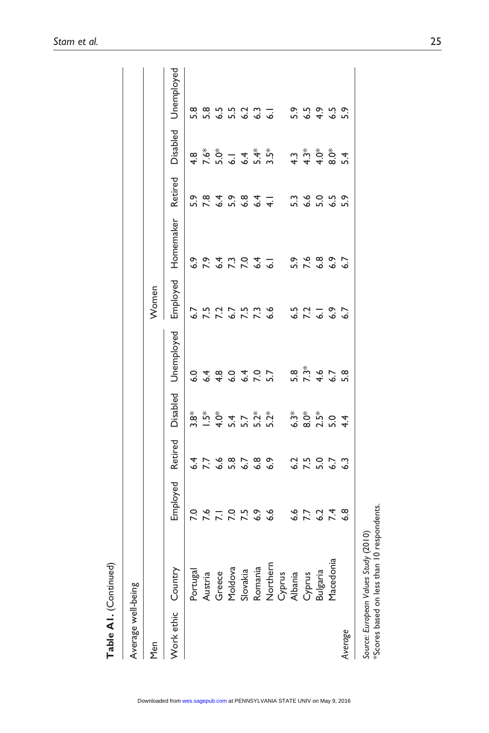**Table A1.** (Continued)

| Average well-being | | | | | | | | | | | |
|---|---|---|---|---|---|---|---|---|---|---|---|
| Men | | | | | | Women | | | | | |
| Work ethic | Country | Employed | Retired | Disabled | Unemployed | Employed | Homemaker | Retired | Disabled | Unemployed |
| | Portugal | 7.0 | 6.4 | 3.8* | 6.0 | 6.7 | 6.9 | 5.9 | 4.8 | 5.8 |
| | Austria | 7.6 | 7.7 | 1.5* | 6.4 | 7.5 | 7.9 | 7.8 | 7.6* | 5.8 |
| | Greece | 7.1 | 6.6 | 4.0* | 4.8 | 7.2 | 6.4 | 6.4 | 5.0* | 6.5 |
| | Moldova | 7.0 | 5.8 | 5.4 | 6.0 | 6.7 | 7.3 | 5.9 | 6.1 | 5.5 |
| | Slovakia | 7.5 | 6.7 | 5.7 | 6.4 | 7.5 | 7.0 | 6.8 | 6.4 | 6.2 |
| | Romania | 6.9 | 6.8 | 5.2* | 7.0 | 7.3 | 6.4 | 6.4 | 5.4* | 6.3 |
| | Northern Cyprus | 6.6 | 6.9 | 5.2* | 5.7 | 6.6 | 6.1 | 4.1 | 3.5* | 6.1 |
| | Albania | 6.6 | 6.2 | 6.3* | 5.8 | 6.5 | 5.9 | 5.3 | 4.3 | 5.9 |
| | Cyprus | 7.7 | 7.5 | 8.0* | 7.3* | 7.2 | 7.6 | 6.6 | 4.3* | 6.5 |
| | Bulgaria | 6.2 | 5.0 | 2.5* | 4.6 | 6.1 | 6.8 | 5.0 | 4.0* | 4.9 |
| | Macedonia | 7.4 | 6.7 | 5.0 | 6.7 | 6.9 | 6.9 | 6.5 | 8.0* | 6.5 |
| *Average* | | 6.8 | 6.3 | 4.4 | 5.8 | 6.7 | 6.7 | 5.9 | 5.4 | 5.9 |

*Source: European Values Study* (2010)
*Scores based on less than 10 respondents.